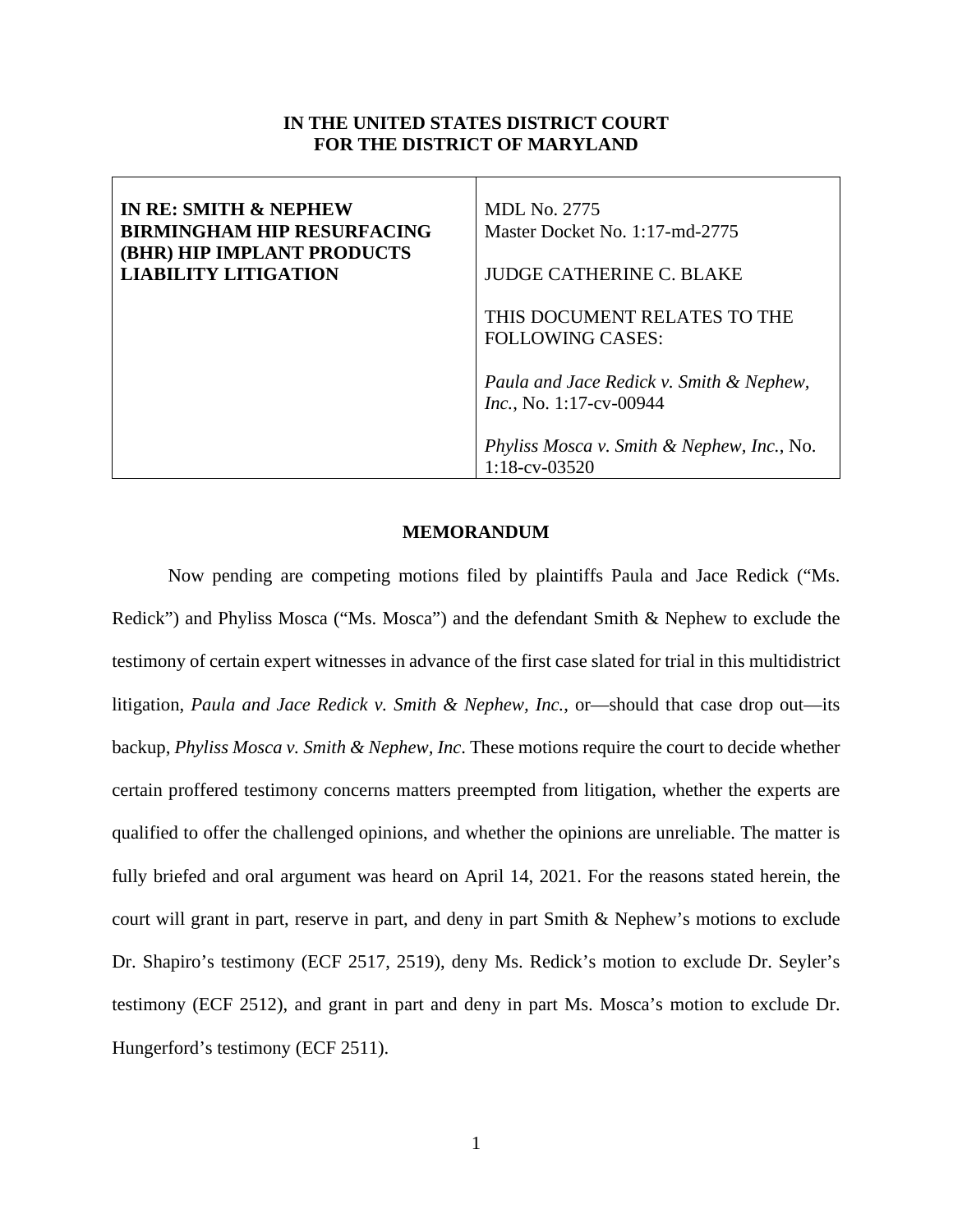**IN THE UNITED STATES DISTRICT COURT**
**FOR THE DISTRICT OF MARYLAND**

| | |
|---|---|
| **IN RE: SMITH & NEPHEW BIRMINGHAM HIP RESURFACING (BHR) HIP IMPLANT PRODUCTS LIABILITY LITIGATION** | MDL No. 2775<br>Master Docket No. 1:17-md-2775<br><br>JUDGE CATHERINE C. BLAKE<br><br>THIS DOCUMENT RELATES TO THE FOLLOWING CASES:<br><br>*Paula and Jace Redick v. Smith & Nephew, Inc.*, No. 1:17-cv-00944<br><br>*Phyliss Mosca v. Smith & Nephew, Inc.*, No. 1:18-cv-03520 |

## MEMORANDUM

Now pending are competing motions filed by plaintiffs Paula and Jace Redick ("Ms. Redick") and Phyliss Mosca ("Ms. Mosca") and the defendant Smith & Nephew to exclude the testimony of certain expert witnesses in advance of the first case slated for trial in this multidistrict litigation, *Paula and Jace Redick v. Smith & Nephew, Inc.*, or—should that case drop out—its backup, *Phyliss Mosca v. Smith & Nephew, Inc*. These motions require the court to decide whether certain proffered testimony concerns matters preempted from litigation, whether the experts are qualified to offer the challenged opinions, and whether the opinions are unreliable. The matter is fully briefed and oral argument was heard on April 14, 2021. For the reasons stated herein, the court will grant in part, reserve in part, and deny in part Smith & Nephew's motions to exclude Dr. Shapiro's testimony (ECF 2517, 2519), deny Ms. Redick's motion to exclude Dr. Seyler's testimony (ECF 2512), and grant in part and deny in part Ms. Mosca's motion to exclude Dr. Hungerford's testimony (ECF 2511).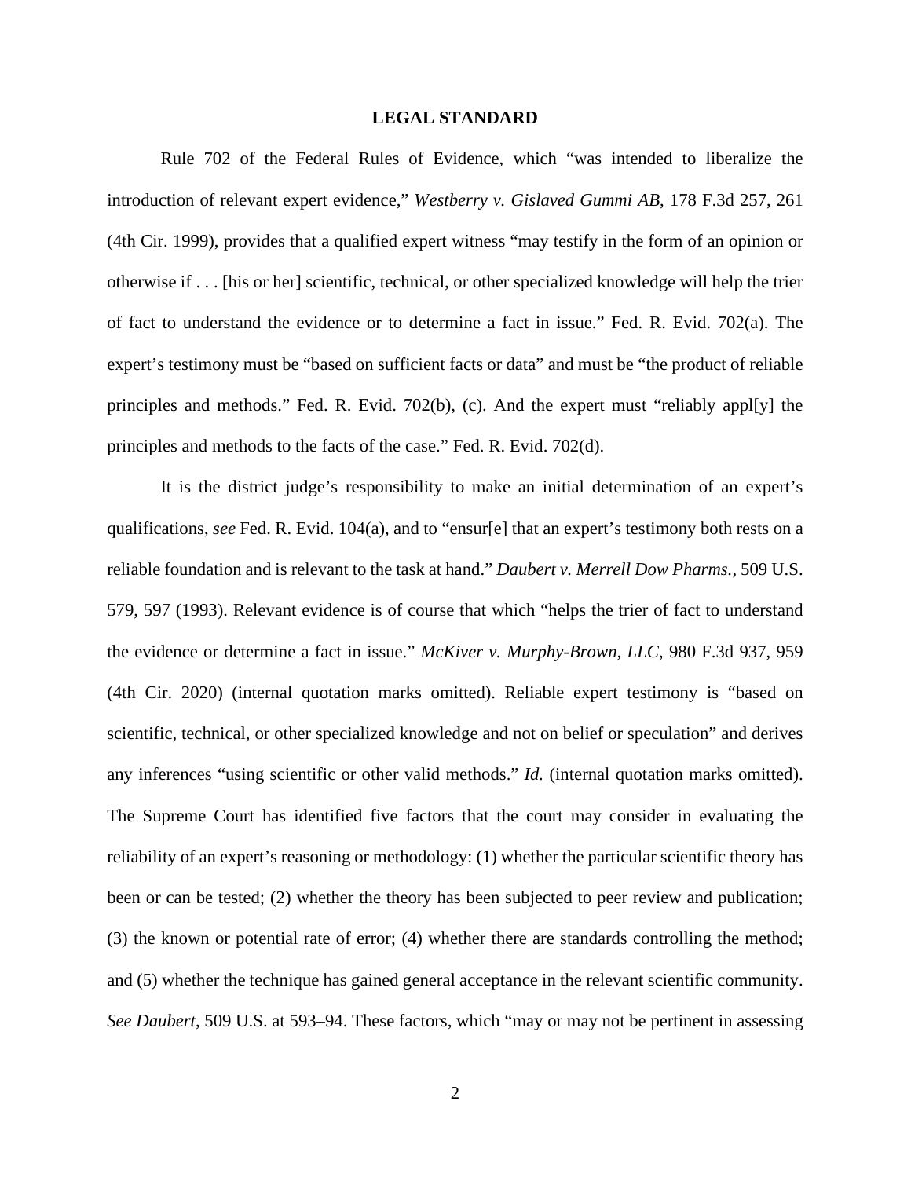## LEGAL STANDARD

Rule 702 of the Federal Rules of Evidence, which "was intended to liberalize the introduction of relevant expert evidence," *Westberry v. Gislaved Gummi AB*, 178 F.3d 257, 261 (4th Cir. 1999), provides that a qualified expert witness "may testify in the form of an opinion or otherwise if . . . [his or her] scientific, technical, or other specialized knowledge will help the trier of fact to understand the evidence or to determine a fact in issue." Fed. R. Evid. 702(a). The expert's testimony must be "based on sufficient facts or data" and must be "the product of reliable principles and methods." Fed. R. Evid. 702(b), (c). And the expert must "reliably appl[y] the principles and methods to the facts of the case." Fed. R. Evid. 702(d).

It is the district judge's responsibility to make an initial determination of an expert's qualifications, *see* Fed. R. Evid. 104(a), and to "ensur[e] that an expert's testimony both rests on a reliable foundation and is relevant to the task at hand." *Daubert v. Merrell Dow Pharms.*, 509 U.S. 579, 597 (1993). Relevant evidence is of course that which "helps the trier of fact to understand the evidence or determine a fact in issue." *McKiver v. Murphy-Brown, LLC*, 980 F.3d 937, 959 (4th Cir. 2020) (internal quotation marks omitted). Reliable expert testimony is "based on scientific, technical, or other specialized knowledge and not on belief or speculation" and derives any inferences "using scientific or other valid methods." *Id.* (internal quotation marks omitted). The Supreme Court has identified five factors that the court may consider in evaluating the reliability of an expert's reasoning or methodology: (1) whether the particular scientific theory has been or can be tested; (2) whether the theory has been subjected to peer review and publication; (3) the known or potential rate of error; (4) whether there are standards controlling the method; and (5) whether the technique has gained general acceptance in the relevant scientific community. *See Daubert*, 509 U.S. at 593–94. These factors, which "may or may not be pertinent in assessing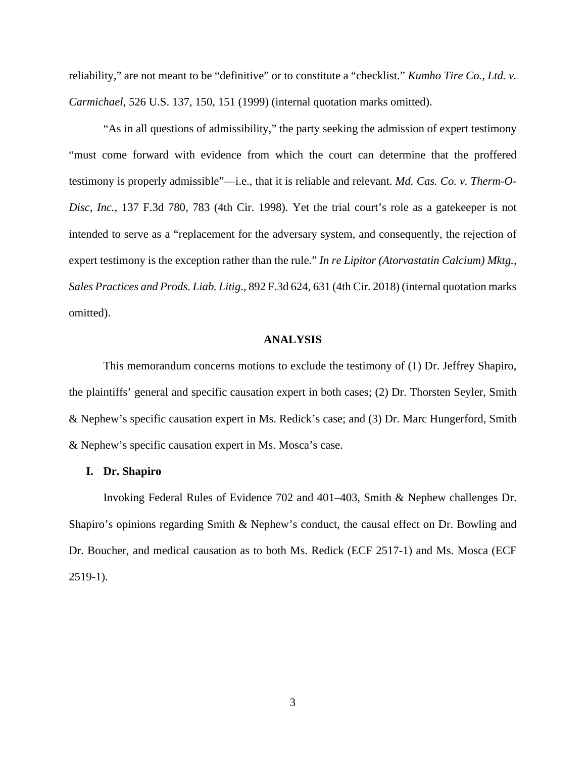reliability," are not meant to be "definitive" or to constitute a "checklist." *Kumho Tire Co., Ltd. v. Carmichael*, 526 U.S. 137, 150, 151 (1999) (internal quotation marks omitted).

"As in all questions of admissibility," the party seeking the admission of expert testimony "must come forward with evidence from which the court can determine that the proffered testimony is properly admissible"—i.e., that it is reliable and relevant. *Md. Cas. Co. v. Therm-O-Disc, Inc.*, 137 F.3d 780, 783 (4th Cir. 1998). Yet the trial court's role as a gatekeeper is not intended to serve as a "replacement for the adversary system, and consequently, the rejection of expert testimony is the exception rather than the rule." *In re Lipitor (Atorvastatin Calcium) Mktg., Sales Practices and Prods. Liab. Litig.*, 892 F.3d 624, 631 (4th Cir. 2018) (internal quotation marks omitted).

## ANALYSIS

This memorandum concerns motions to exclude the testimony of (1) Dr. Jeffrey Shapiro, the plaintiffs' general and specific causation expert in both cases; (2) Dr. Thorsten Seyler, Smith & Nephew's specific causation expert in Ms. Redick's case; and (3) Dr. Marc Hungerford, Smith & Nephew's specific causation expert in Ms. Mosca's case.

### I. Dr. Shapiro

Invoking Federal Rules of Evidence 702 and 401–403, Smith & Nephew challenges Dr. Shapiro's opinions regarding Smith & Nephew's conduct, the causal effect on Dr. Bowling and Dr. Boucher, and medical causation as to both Ms. Redick (ECF 2517-1) and Ms. Mosca (ECF 2519-1).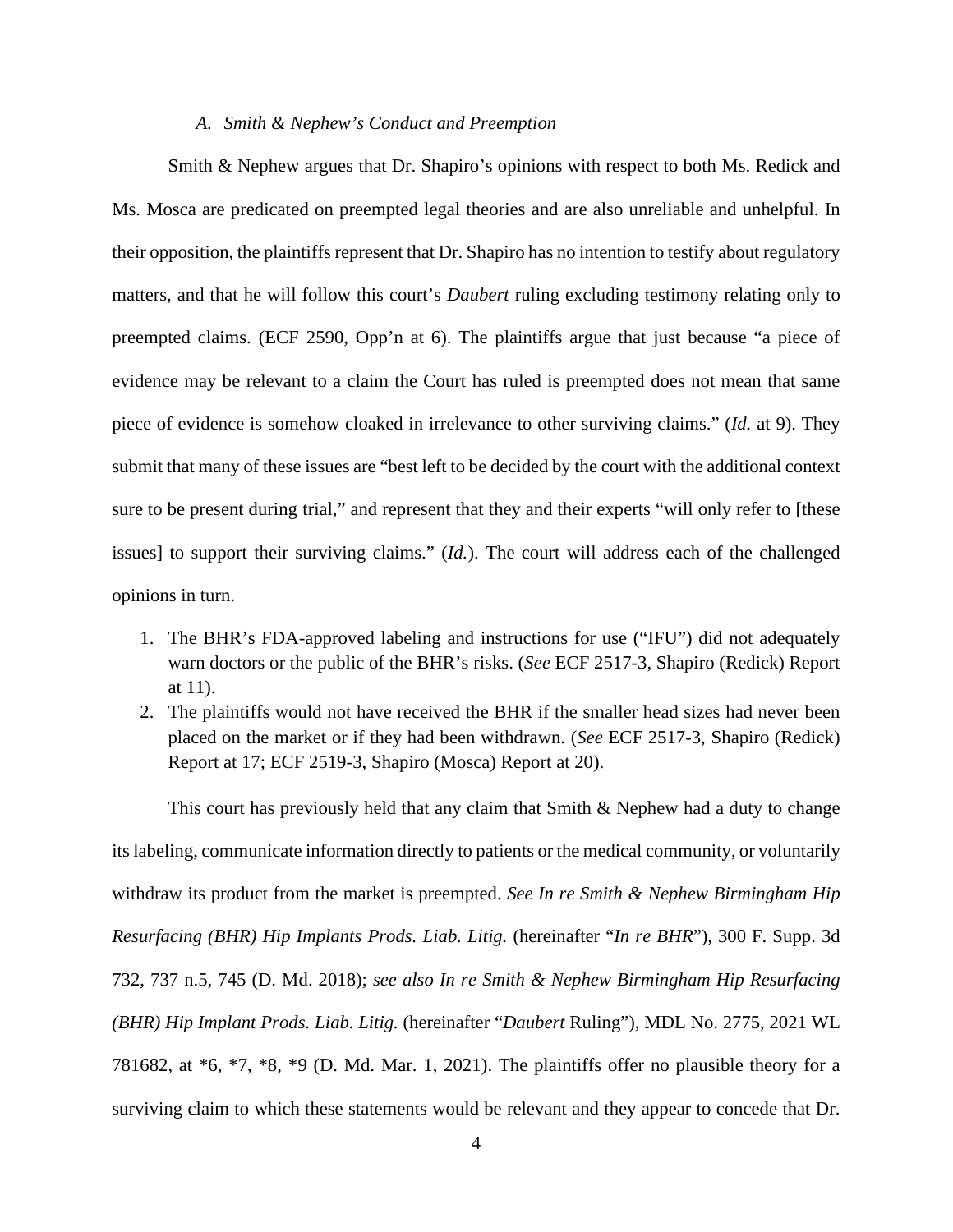### *A. Smith & Nephew's Conduct and Preemption*

Smith & Nephew argues that Dr. Shapiro's opinions with respect to both Ms. Redick and Ms. Mosca are predicated on preempted legal theories and are also unreliable and unhelpful. In their opposition, the plaintiffs represent that Dr. Shapiro has no intention to testify about regulatory matters, and that he will follow this court's *Daubert* ruling excluding testimony relating only to preempted claims. (ECF 2590, Opp'n at 6). The plaintiffs argue that just because "a piece of evidence may be relevant to a claim the Court has ruled is preempted does not mean that same piece of evidence is somehow cloaked in irrelevance to other surviving claims." (*Id.* at 9). They submit that many of these issues are "best left to be decided by the court with the additional context sure to be present during trial," and represent that they and their experts "will only refer to [these issues] to support their surviving claims." (*Id.*). The court will address each of the challenged opinions in turn.

1. The BHR's FDA-approved labeling and instructions for use ("IFU") did not adequately warn doctors or the public of the BHR's risks. (*See* ECF 2517-3, Shapiro (Redick) Report at 11).
2. The plaintiffs would not have received the BHR if the smaller head sizes had never been placed on the market or if they had been withdrawn. (*See* ECF 2517-3, Shapiro (Redick) Report at 17; ECF 2519-3, Shapiro (Mosca) Report at 20).

This court has previously held that any claim that Smith & Nephew had a duty to change its labeling, communicate information directly to patients or the medical community, or voluntarily withdraw its product from the market is preempted. *See In re Smith & Nephew Birmingham Hip Resurfacing (BHR) Hip Implants Prods. Liab. Litig.* (hereinafter "*In re BHR*"), 300 F. Supp. 3d 732, 737 n.5, 745 (D. Md. 2018); *see also In re Smith & Nephew Birmingham Hip Resurfacing (BHR) Hip Implant Prods. Liab. Litig.* (hereinafter "*Daubert* Ruling"), MDL No. 2775, 2021 WL 781682, at *6, *7, *8, *9 (D. Md. Mar. 1, 2021). The plaintiffs offer no plausible theory for a surviving claim to which these statements would be relevant and they appear to concede that Dr.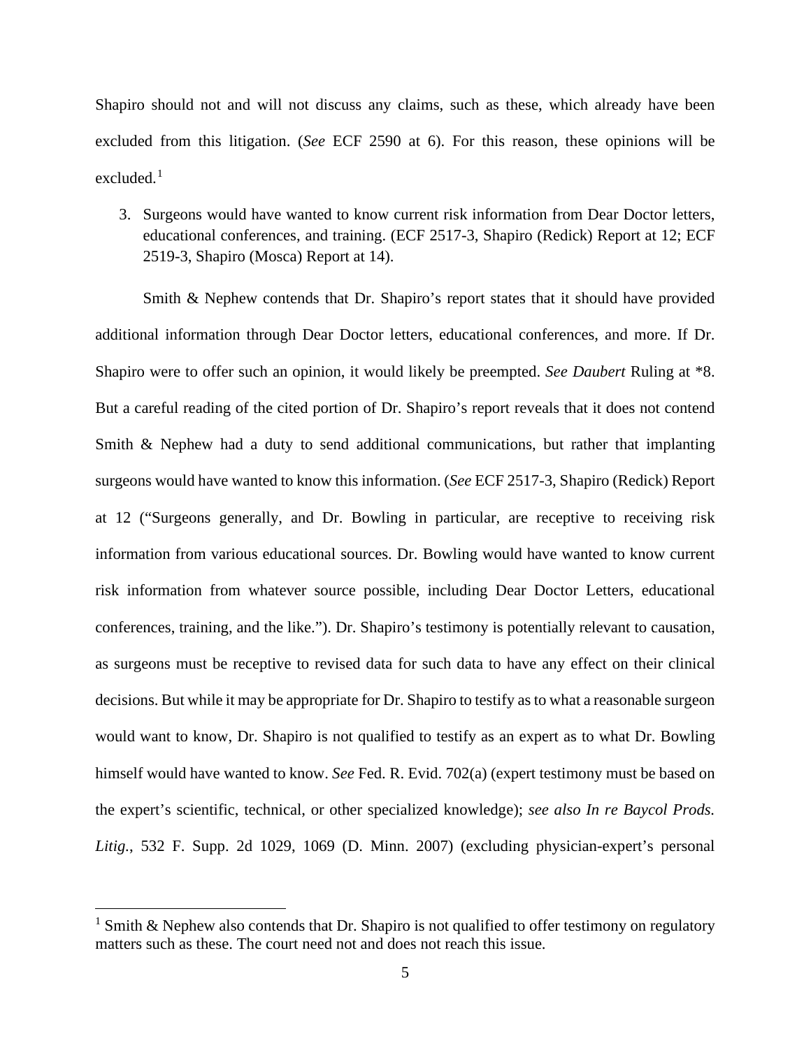Shapiro should not and will not discuss any claims, such as these, which already have been excluded from this litigation. (*See* ECF 2590 at 6). For this reason, these opinions will be excluded.[1]

3. Surgeons would have wanted to know current risk information from Dear Doctor letters, educational conferences, and training. (ECF 2517-3, Shapiro (Redick) Report at 12; ECF 2519-3, Shapiro (Mosca) Report at 14).

Smith & Nephew contends that Dr. Shapiro's report states that it should have provided additional information through Dear Doctor letters, educational conferences, and more. If Dr. Shapiro were to offer such an opinion, it would likely be preempted. *See Daubert* Ruling at *8. But a careful reading of the cited portion of Dr. Shapiro's report reveals that it does not contend Smith & Nephew had a duty to send additional communications, but rather that implanting surgeons would have wanted to know this information. (*See* ECF 2517-3, Shapiro (Redick) Report at 12 ("Surgeons generally, and Dr. Bowling in particular, are receptive to receiving risk information from various educational sources. Dr. Bowling would have wanted to know current risk information from whatever source possible, including Dear Doctor Letters, educational conferences, training, and the like."). Dr. Shapiro's testimony is potentially relevant to causation, as surgeons must be receptive to revised data for such data to have any effect on their clinical decisions. But while it may be appropriate for Dr. Shapiro to testify as to what a reasonable surgeon would want to know, Dr. Shapiro is not qualified to testify as an expert as to what Dr. Bowling himself would have wanted to know. *See* Fed. R. Evid. 702(a) (expert testimony must be based on the expert's scientific, technical, or other specialized knowledge); *see also In re Baycol Prods. Litig.*, 532 F. Supp. 2d 1029, 1069 (D. Minn. 2007) (excluding physician-expert's personal

[1] Smith & Nephew also contends that Dr. Shapiro is not qualified to offer testimony on regulatory matters such as these. The court need not and does not reach this issue.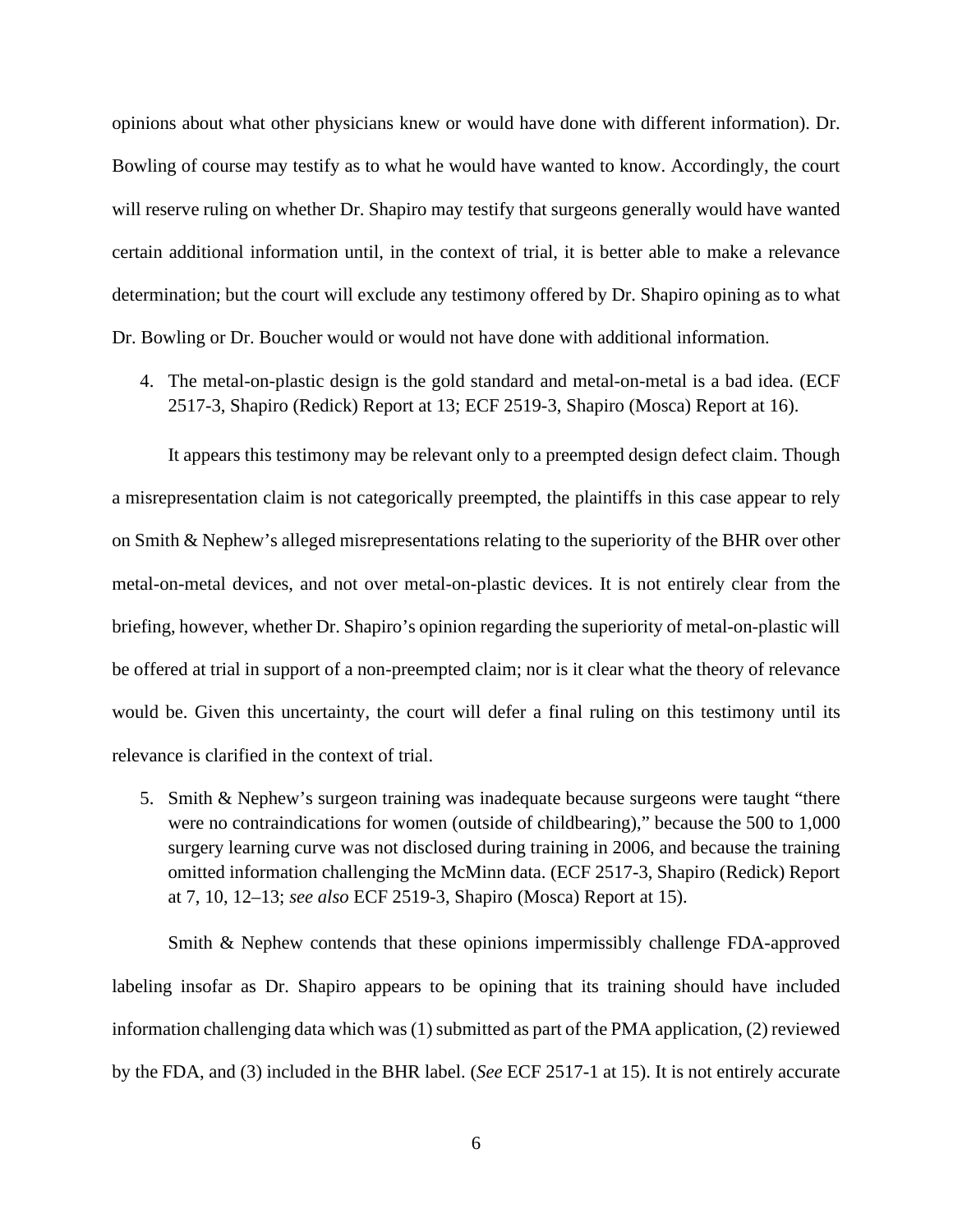opinions about what other physicians knew or would have done with different information). Dr. Bowling of course may testify as to what he would have wanted to know. Accordingly, the court will reserve ruling on whether Dr. Shapiro may testify that surgeons generally would have wanted certain additional information until, in the context of trial, it is better able to make a relevance determination; but the court will exclude any testimony offered by Dr. Shapiro opining as to what Dr. Bowling or Dr. Boucher would or would not have done with additional information.

4. The metal-on-plastic design is the gold standard and metal-on-metal is a bad idea. (ECF 2517-3, Shapiro (Redick) Report at 13; ECF 2519-3, Shapiro (Mosca) Report at 16).

It appears this testimony may be relevant only to a preempted design defect claim. Though a misrepresentation claim is not categorically preempted, the plaintiffs in this case appear to rely on Smith & Nephew's alleged misrepresentations relating to the superiority of the BHR over other metal-on-metal devices, and not over metal-on-plastic devices. It is not entirely clear from the briefing, however, whether Dr. Shapiro's opinion regarding the superiority of metal-on-plastic will be offered at trial in support of a non-preempted claim; nor is it clear what the theory of relevance would be. Given this uncertainty, the court will defer a final ruling on this testimony until its relevance is clarified in the context of trial.

5. Smith & Nephew's surgeon training was inadequate because surgeons were taught "there were no contraindications for women (outside of childbearing)," because the 500 to 1,000 surgery learning curve was not disclosed during training in 2006, and because the training omitted information challenging the McMinn data. (ECF 2517-3, Shapiro (Redick) Report at 7, 10, 12–13; *see also* ECF 2519-3, Shapiro (Mosca) Report at 15).

Smith & Nephew contends that these opinions impermissibly challenge FDA-approved labeling insofar as Dr. Shapiro appears to be opining that its training should have included information challenging data which was (1) submitted as part of the PMA application, (2) reviewed by the FDA, and (3) included in the BHR label. (*See* ECF 2517-1 at 15). It is not entirely accurate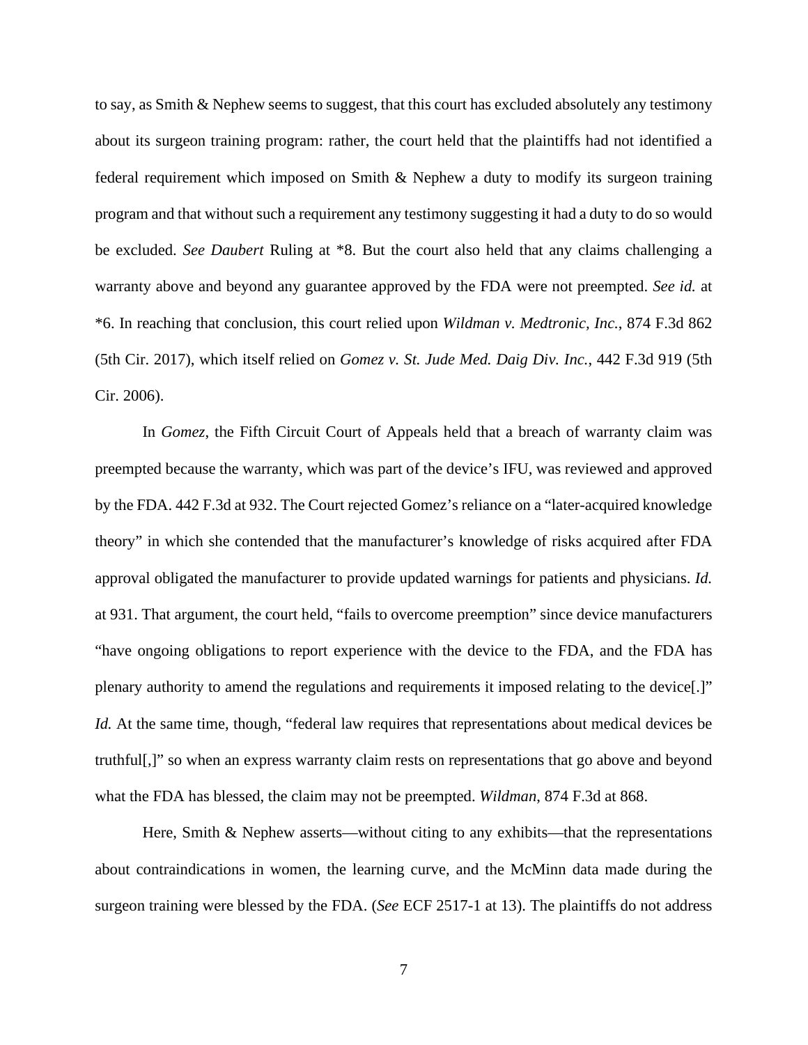to say, as Smith & Nephew seems to suggest, that this court has excluded absolutely any testimony about its surgeon training program: rather, the court held that the plaintiffs had not identified a federal requirement which imposed on Smith & Nephew a duty to modify its surgeon training program and that without such a requirement any testimony suggesting it had a duty to do so would be excluded. *See Daubert* Ruling at *8. But the court also held that any claims challenging a warranty above and beyond any guarantee approved by the FDA were not preempted. *See id.* at *6. In reaching that conclusion, this court relied upon *Wildman v. Medtronic, Inc.*, 874 F.3d 862 (5th Cir. 2017), which itself relied on *Gomez v. St. Jude Med. Daig Div. Inc.*, 442 F.3d 919 (5th Cir. 2006).

In *Gomez*, the Fifth Circuit Court of Appeals held that a breach of warranty claim was preempted because the warranty, which was part of the device's IFU, was reviewed and approved by the FDA. 442 F.3d at 932. The Court rejected Gomez's reliance on a "later-acquired knowledge theory" in which she contended that the manufacturer's knowledge of risks acquired after FDA approval obligated the manufacturer to provide updated warnings for patients and physicians. *Id.* at 931. That argument, the court held, "fails to overcome preemption" since device manufacturers "have ongoing obligations to report experience with the device to the FDA, and the FDA has plenary authority to amend the regulations and requirements it imposed relating to the device[.]" *Id.* At the same time, though, "federal law requires that representations about medical devices be truthful[,]" so when an express warranty claim rests on representations that go above and beyond what the FDA has blessed, the claim may not be preempted. *Wildman*, 874 F.3d at 868.

Here, Smith & Nephew asserts—without citing to any exhibits—that the representations about contraindications in women, the learning curve, and the McMinn data made during the surgeon training were blessed by the FDA. (*See* ECF 2517-1 at 13). The plaintiffs do not address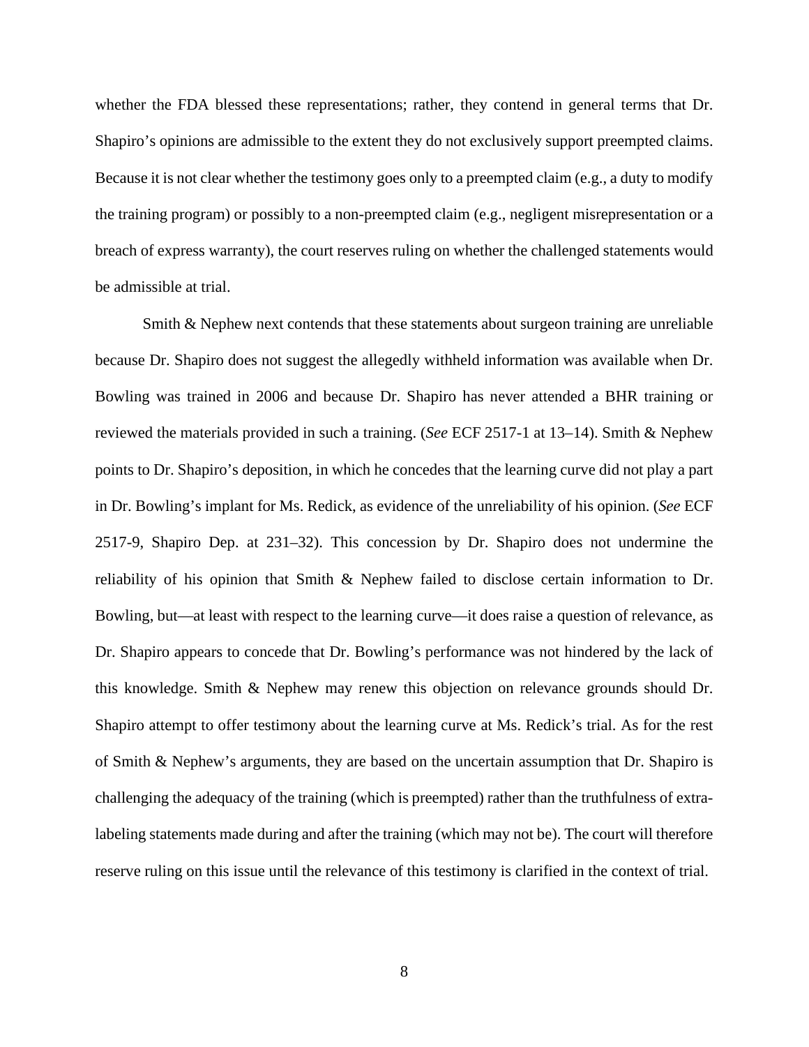whether the FDA blessed these representations; rather, they contend in general terms that Dr. Shapiro's opinions are admissible to the extent they do not exclusively support preempted claims. Because it is not clear whether the testimony goes only to a preempted claim (e.g., a duty to modify the training program) or possibly to a non-preempted claim (e.g., negligent misrepresentation or a breach of express warranty), the court reserves ruling on whether the challenged statements would be admissible at trial.

Smith & Nephew next contends that these statements about surgeon training are unreliable because Dr. Shapiro does not suggest the allegedly withheld information was available when Dr. Bowling was trained in 2006 and because Dr. Shapiro has never attended a BHR training or reviewed the materials provided in such a training. (*See* ECF 2517-1 at 13–14). Smith & Nephew points to Dr. Shapiro's deposition, in which he concedes that the learning curve did not play a part in Dr. Bowling's implant for Ms. Redick, as evidence of the unreliability of his opinion. (*See* ECF 2517-9, Shapiro Dep. at 231–32). This concession by Dr. Shapiro does not undermine the reliability of his opinion that Smith & Nephew failed to disclose certain information to Dr. Bowling, but—at least with respect to the learning curve—it does raise a question of relevance, as Dr. Shapiro appears to concede that Dr. Bowling's performance was not hindered by the lack of this knowledge. Smith & Nephew may renew this objection on relevance grounds should Dr. Shapiro attempt to offer testimony about the learning curve at Ms. Redick's trial. As for the rest of Smith & Nephew's arguments, they are based on the uncertain assumption that Dr. Shapiro is challenging the adequacy of the training (which is preempted) rather than the truthfulness of extra-labeling statements made during and after the training (which may not be). The court will therefore reserve ruling on this issue until the relevance of this testimony is clarified in the context of trial.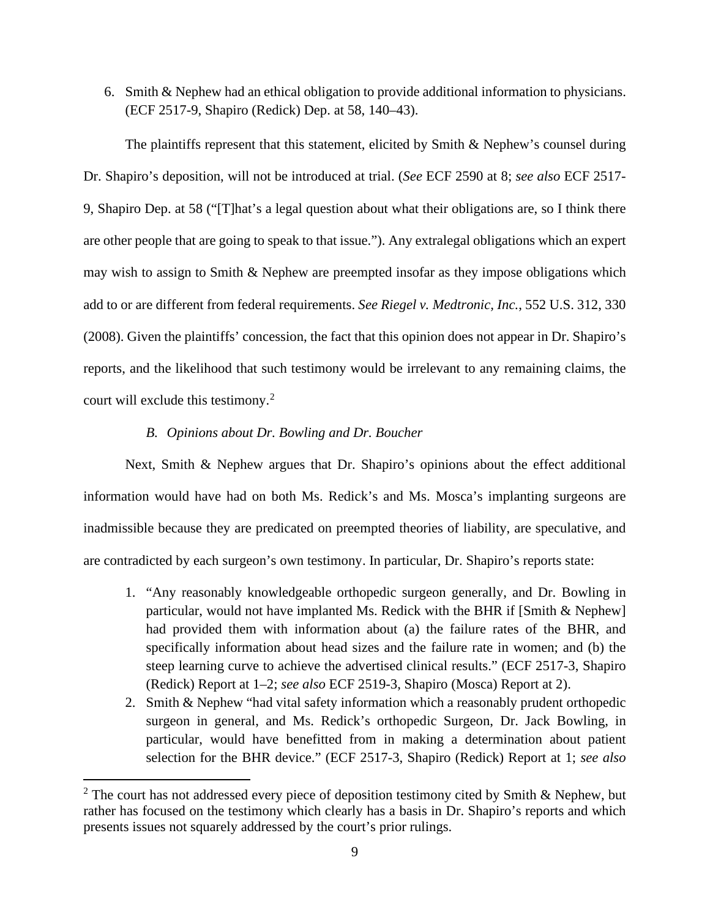6. Smith & Nephew had an ethical obligation to provide additional information to physicians. (ECF 2517-9, Shapiro (Redick) Dep. at 58, 140–43).

The plaintiffs represent that this statement, elicited by Smith & Nephew's counsel during Dr. Shapiro's deposition, will not be introduced at trial. (*See* ECF 2590 at 8; *see also* ECF 2517-9, Shapiro Dep. at 58 ("[T]hat's a legal question about what their obligations are, so I think there are other people that are going to speak to that issue."). Any extralegal obligations which an expert may wish to assign to Smith & Nephew are preempted insofar as they impose obligations which add to or are different from federal requirements. *See Riegel v. Medtronic, Inc.*, 552 U.S. 312, 330 (2008). Given the plaintiffs' concession, the fact that this opinion does not appear in Dr. Shapiro's reports, and the likelihood that such testimony would be irrelevant to any remaining claims, the court will exclude this testimony.[2]

### *B. Opinions about Dr. Bowling and Dr. Boucher*

Next, Smith & Nephew argues that Dr. Shapiro's opinions about the effect additional information would have had on both Ms. Redick's and Ms. Mosca's implanting surgeons are inadmissible because they are predicated on preempted theories of liability, are speculative, and are contradicted by each surgeon's own testimony. In particular, Dr. Shapiro's reports state:

1. "Any reasonably knowledgeable orthopedic surgeon generally, and Dr. Bowling in particular, would not have implanted Ms. Redick with the BHR if [Smith & Nephew] had provided them with information about (a) the failure rates of the BHR, and specifically information about head sizes and the failure rate in women; and (b) the steep learning curve to achieve the advertised clinical results." (ECF 2517-3, Shapiro (Redick) Report at 1–2; *see also* ECF 2519-3, Shapiro (Mosca) Report at 2).
2. Smith & Nephew "had vital safety information which a reasonably prudent orthopedic surgeon in general, and Ms. Redick's orthopedic Surgeon, Dr. Jack Bowling, in particular, would have benefitted from in making a determination about patient selection for the BHR device." (ECF 2517-3, Shapiro (Redick) Report at 1; *see also*

[2] The court has not addressed every piece of deposition testimony cited by Smith & Nephew, but rather has focused on the testimony which clearly has a basis in Dr. Shapiro's reports and which presents issues not squarely addressed by the court's prior rulings.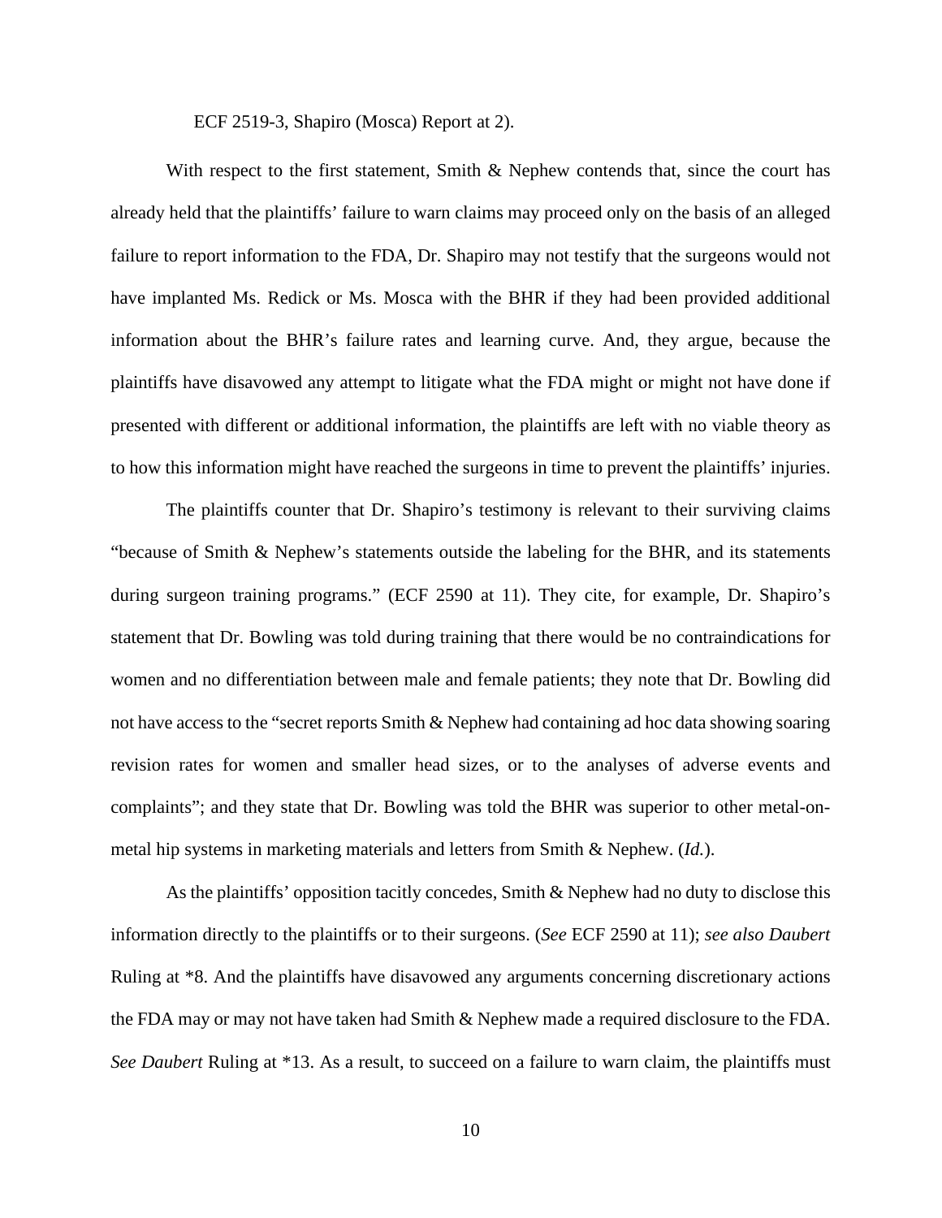ECF 2519-3, Shapiro (Mosca) Report at 2).

With respect to the first statement, Smith & Nephew contends that, since the court has already held that the plaintiffs' failure to warn claims may proceed only on the basis of an alleged failure to report information to the FDA, Dr. Shapiro may not testify that the surgeons would not have implanted Ms. Redick or Ms. Mosca with the BHR if they had been provided additional information about the BHR's failure rates and learning curve. And, they argue, because the plaintiffs have disavowed any attempt to litigate what the FDA might or might not have done if presented with different or additional information, the plaintiffs are left with no viable theory as to how this information might have reached the surgeons in time to prevent the plaintiffs' injuries.

The plaintiffs counter that Dr. Shapiro's testimony is relevant to their surviving claims "because of Smith & Nephew's statements outside the labeling for the BHR, and its statements during surgeon training programs." (ECF 2590 at 11). They cite, for example, Dr. Shapiro's statement that Dr. Bowling was told during training that there would be no contraindications for women and no differentiation between male and female patients; they note that Dr. Bowling did not have access to the "secret reports Smith & Nephew had containing ad hoc data showing soaring revision rates for women and smaller head sizes, or to the analyses of adverse events and complaints"; and they state that Dr. Bowling was told the BHR was superior to other metal-on-metal hip systems in marketing materials and letters from Smith & Nephew. (*Id.*).

As the plaintiffs' opposition tacitly concedes, Smith & Nephew had no duty to disclose this information directly to the plaintiffs or to their surgeons. (*See* ECF 2590 at 11); *see also Daubert* Ruling at *8. And the plaintiffs have disavowed any arguments concerning discretionary actions the FDA may or may not have taken had Smith & Nephew made a required disclosure to the FDA. *See Daubert* Ruling at *13. As a result, to succeed on a failure to warn claim, the plaintiffs must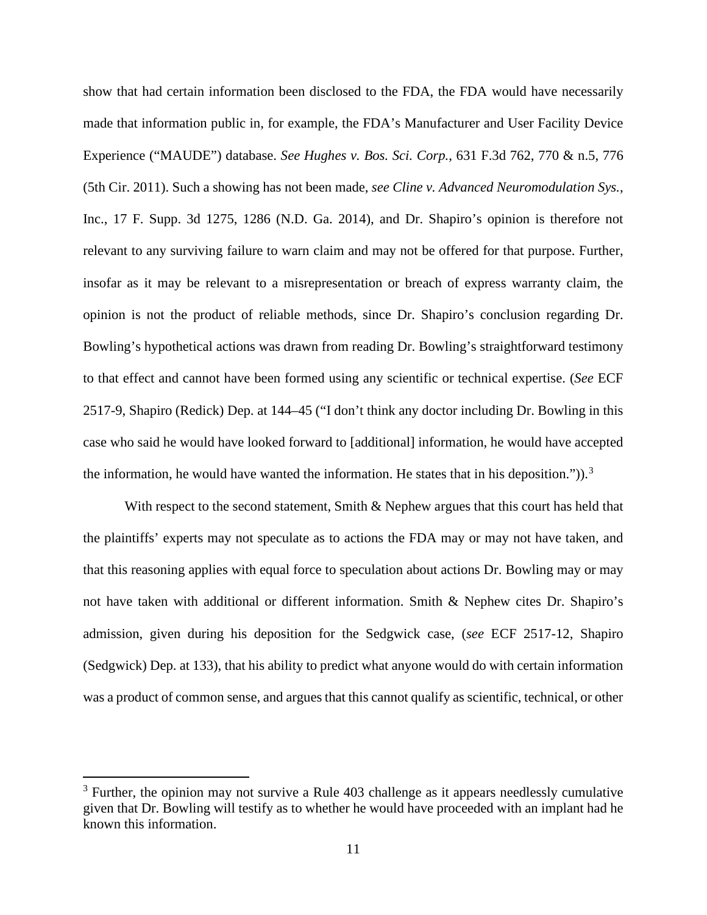show that had certain information been disclosed to the FDA, the FDA would have necessarily made that information public in, for example, the FDA's Manufacturer and User Facility Device Experience ("MAUDE") database. *See Hughes v. Bos. Sci. Corp.*, 631 F.3d 762, 770 & n.5, 776 (5th Cir. 2011). Such a showing has not been made, *see Cline v. Advanced Neuromodulation Sys.*, Inc., 17 F. Supp. 3d 1275, 1286 (N.D. Ga. 2014), and Dr. Shapiro's opinion is therefore not relevant to any surviving failure to warn claim and may not be offered for that purpose. Further, insofar as it may be relevant to a misrepresentation or breach of express warranty claim, the opinion is not the product of reliable methods, since Dr. Shapiro's conclusion regarding Dr. Bowling's hypothetical actions was drawn from reading Dr. Bowling's straightforward testimony to that effect and cannot have been formed using any scientific or technical expertise. (*See* ECF 2517-9, Shapiro (Redick) Dep. at 144–45 ("I don't think any doctor including Dr. Bowling in this case who said he would have looked forward to [additional] information, he would have accepted the information, he would have wanted the information. He states that in his deposition.")).[3]

With respect to the second statement, Smith & Nephew argues that this court has held that the plaintiffs' experts may not speculate as to actions the FDA may or may not have taken, and that this reasoning applies with equal force to speculation about actions Dr. Bowling may or may not have taken with additional or different information. Smith & Nephew cites Dr. Shapiro's admission, given during his deposition for the Sedgwick case, (*see* ECF 2517-12, Shapiro (Sedgwick) Dep. at 133), that his ability to predict what anyone would do with certain information was a product of common sense, and argues that this cannot qualify as scientific, technical, or other

---

[3] Further, the opinion may not survive a Rule 403 challenge as it appears needlessly cumulative given that Dr. Bowling will testify as to whether he would have proceeded with an implant had he known this information.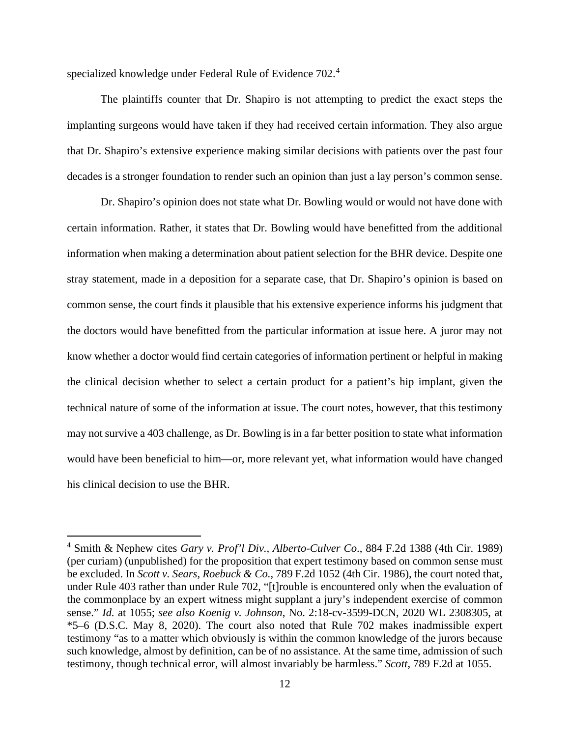specialized knowledge under Federal Rule of Evidence 702.[4]

The plaintiffs counter that Dr. Shapiro is not attempting to predict the exact steps the implanting surgeons would have taken if they had received certain information. They also argue that Dr. Shapiro's extensive experience making similar decisions with patients over the past four decades is a stronger foundation to render such an opinion than just a lay person's common sense.

Dr. Shapiro's opinion does not state what Dr. Bowling would or would not have done with certain information. Rather, it states that Dr. Bowling would have benefitted from the additional information when making a determination about patient selection for the BHR device. Despite one stray statement, made in a deposition for a separate case, that Dr. Shapiro's opinion is based on common sense, the court finds it plausible that his extensive experience informs his judgment that the doctors would have benefitted from the particular information at issue here. A juror may not know whether a doctor would find certain categories of information pertinent or helpful in making the clinical decision whether to select a certain product for a patient's hip implant, given the technical nature of some of the information at issue. The court notes, however, that this testimony may not survive a 403 challenge, as Dr. Bowling is in a far better position to state what information would have been beneficial to him—or, more relevant yet, what information would have changed his clinical decision to use the BHR.

---

[4] Smith & Nephew cites *Gary v. Prof'l Div., Alberto-Culver Co.*, 884 F.2d 1388 (4th Cir. 1989) (per curiam) (unpublished) for the proposition that expert testimony based on common sense must be excluded. In *Scott v. Sears, Roebuck & Co.*, 789 F.2d 1052 (4th Cir. 1986), the court noted that, under Rule 403 rather than under Rule 702, "[t]rouble is encountered only when the evaluation of the commonplace by an expert witness might supplant a jury's independent exercise of common sense." *Id.* at 1055; *see also Koenig v. Johnson*, No. 2:18-cv-3599-DCN, 2020 WL 2308305, at *5–6 (D.S.C. May 8, 2020). The court also noted that Rule 702 makes inadmissible expert testimony "as to a matter which obviously is within the common knowledge of the jurors because such knowledge, almost by definition, can be of no assistance. At the same time, admission of such testimony, though technical error, will almost invariably be harmless." *Scott*, 789 F.2d at 1055.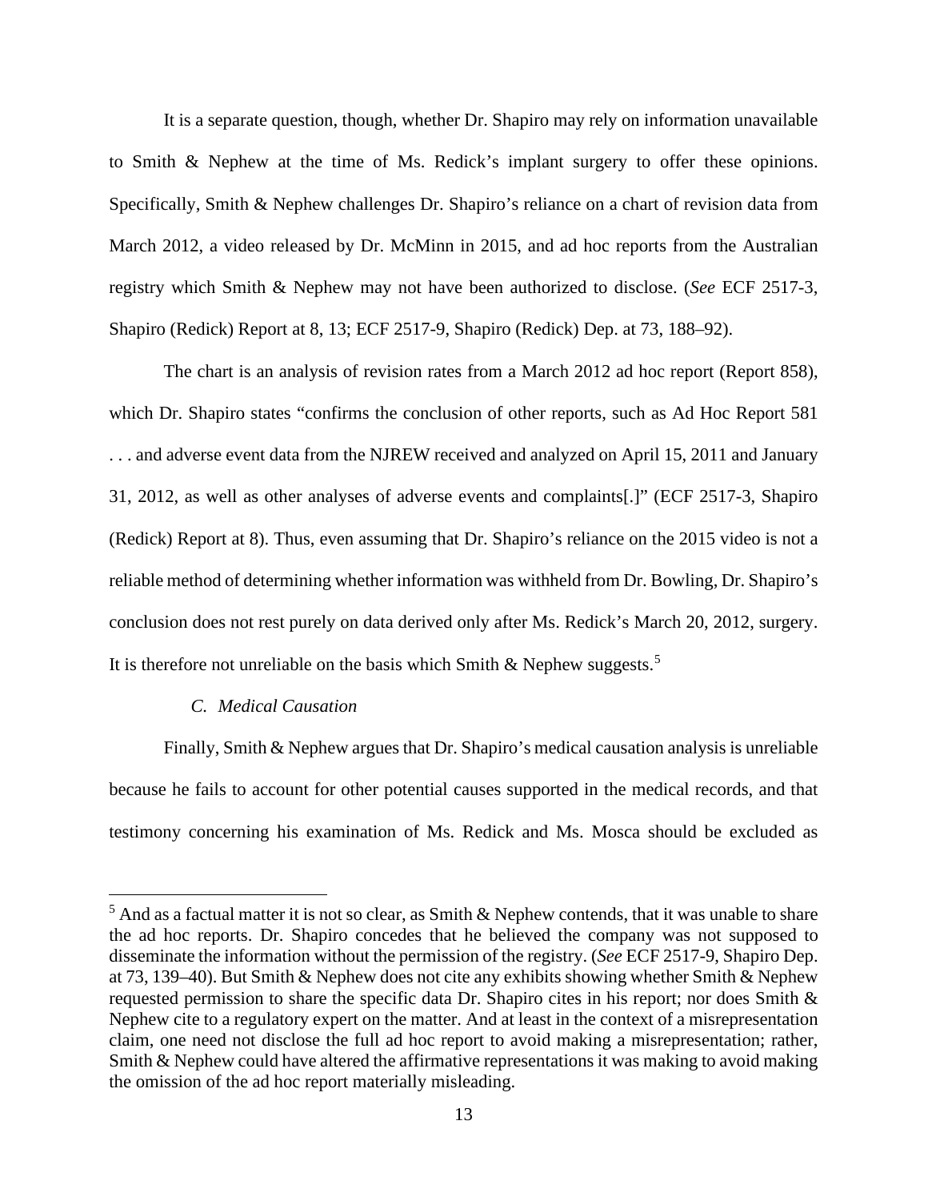It is a separate question, though, whether Dr. Shapiro may rely on information unavailable to Smith & Nephew at the time of Ms. Redick's implant surgery to offer these opinions. Specifically, Smith & Nephew challenges Dr. Shapiro's reliance on a chart of revision data from March 2012, a video released by Dr. McMinn in 2015, and ad hoc reports from the Australian registry which Smith & Nephew may not have been authorized to disclose. (*See* ECF 2517-3, Shapiro (Redick) Report at 8, 13; ECF 2517-9, Shapiro (Redick) Dep. at 73, 188–92).

The chart is an analysis of revision rates from a March 2012 ad hoc report (Report 858), which Dr. Shapiro states "confirms the conclusion of other reports, such as Ad Hoc Report 581 . . . and adverse event data from the NJREW received and analyzed on April 15, 2011 and January 31, 2012, as well as other analyses of adverse events and complaints[.]" (ECF 2517-3, Shapiro (Redick) Report at 8). Thus, even assuming that Dr. Shapiro's reliance on the 2015 video is not a reliable method of determining whether information was withheld from Dr. Bowling, Dr. Shapiro's conclusion does not rest purely on data derived only after Ms. Redick's March 20, 2012, surgery. It is therefore not unreliable on the basis which Smith & Nephew suggests.[5]

### *C. Medical Causation*

Finally, Smith & Nephew argues that Dr. Shapiro's medical causation analysis is unreliable because he fails to account for other potential causes supported in the medical records, and that testimony concerning his examination of Ms. Redick and Ms. Mosca should be excluded as

---

[5] And as a factual matter it is not so clear, as Smith & Nephew contends, that it was unable to share the ad hoc reports. Dr. Shapiro concedes that he believed the company was not supposed to disseminate the information without the permission of the registry. (*See* ECF 2517-9, Shapiro Dep. at 73, 139–40). But Smith & Nephew does not cite any exhibits showing whether Smith & Nephew requested permission to share the specific data Dr. Shapiro cites in his report; nor does Smith & Nephew cite to a regulatory expert on the matter. And at least in the context of a misrepresentation claim, one need not disclose the full ad hoc report to avoid making a misrepresentation; rather, Smith & Nephew could have altered the affirmative representations it was making to avoid making the omission of the ad hoc report materially misleading.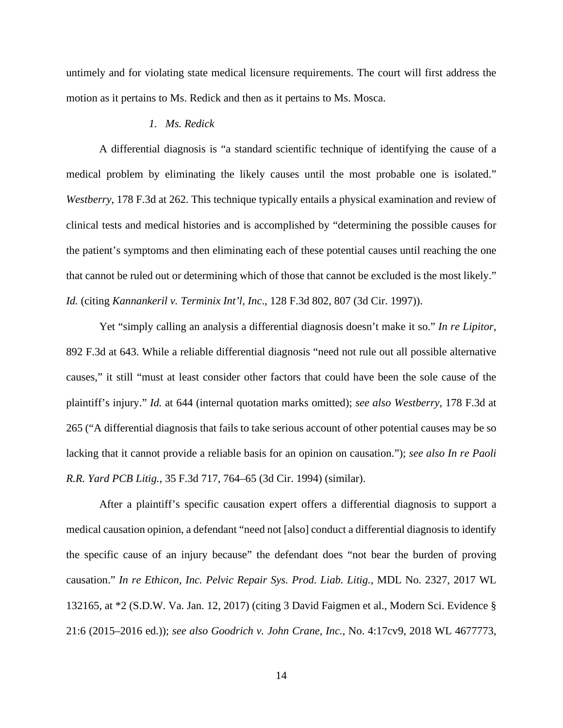untimely and for violating state medical licensure requirements. The court will first address the motion as it pertains to Ms. Redick and then as it pertains to Ms. Mosca.

*1. Ms. Redick*

A differential diagnosis is "a standard scientific technique of identifying the cause of a medical problem by eliminating the likely causes until the most probable one is isolated." *Westberry*, 178 F.3d at 262. This technique typically entails a physical examination and review of clinical tests and medical histories and is accomplished by "determining the possible causes for the patient's symptoms and then eliminating each of these potential causes until reaching the one that cannot be ruled out or determining which of those that cannot be excluded is the most likely." *Id.* (citing *Kannankeril v. Terminix Int'l, Inc*., 128 F.3d 802, 807 (3d Cir. 1997)).

Yet "simply calling an analysis a differential diagnosis doesn't make it so." *In re Lipitor*, 892 F.3d at 643. While a reliable differential diagnosis "need not rule out all possible alternative causes," it still "must at least consider other factors that could have been the sole cause of the plaintiff's injury." *Id.* at 644 (internal quotation marks omitted); *see also Westberry*, 178 F.3d at 265 ("A differential diagnosis that fails to take serious account of other potential causes may be so lacking that it cannot provide a reliable basis for an opinion on causation."); *see also In re Paoli R.R. Yard PCB Litig.*, 35 F.3d 717, 764–65 (3d Cir. 1994) (similar).

After a plaintiff's specific causation expert offers a differential diagnosis to support a medical causation opinion, a defendant "need not [also] conduct a differential diagnosis to identify the specific cause of an injury because" the defendant does "not bear the burden of proving causation." *In re Ethicon, Inc. Pelvic Repair Sys. Prod. Liab. Litig.*, MDL No. 2327, 2017 WL 132165, at *2 (S.D.W. Va. Jan. 12, 2017) (citing 3 David Faigmen et al., Modern Sci. Evidence § 21:6 (2015–2016 ed.)); *see also Goodrich v. John Crane, Inc.*, No. 4:17cv9, 2018 WL 4677773,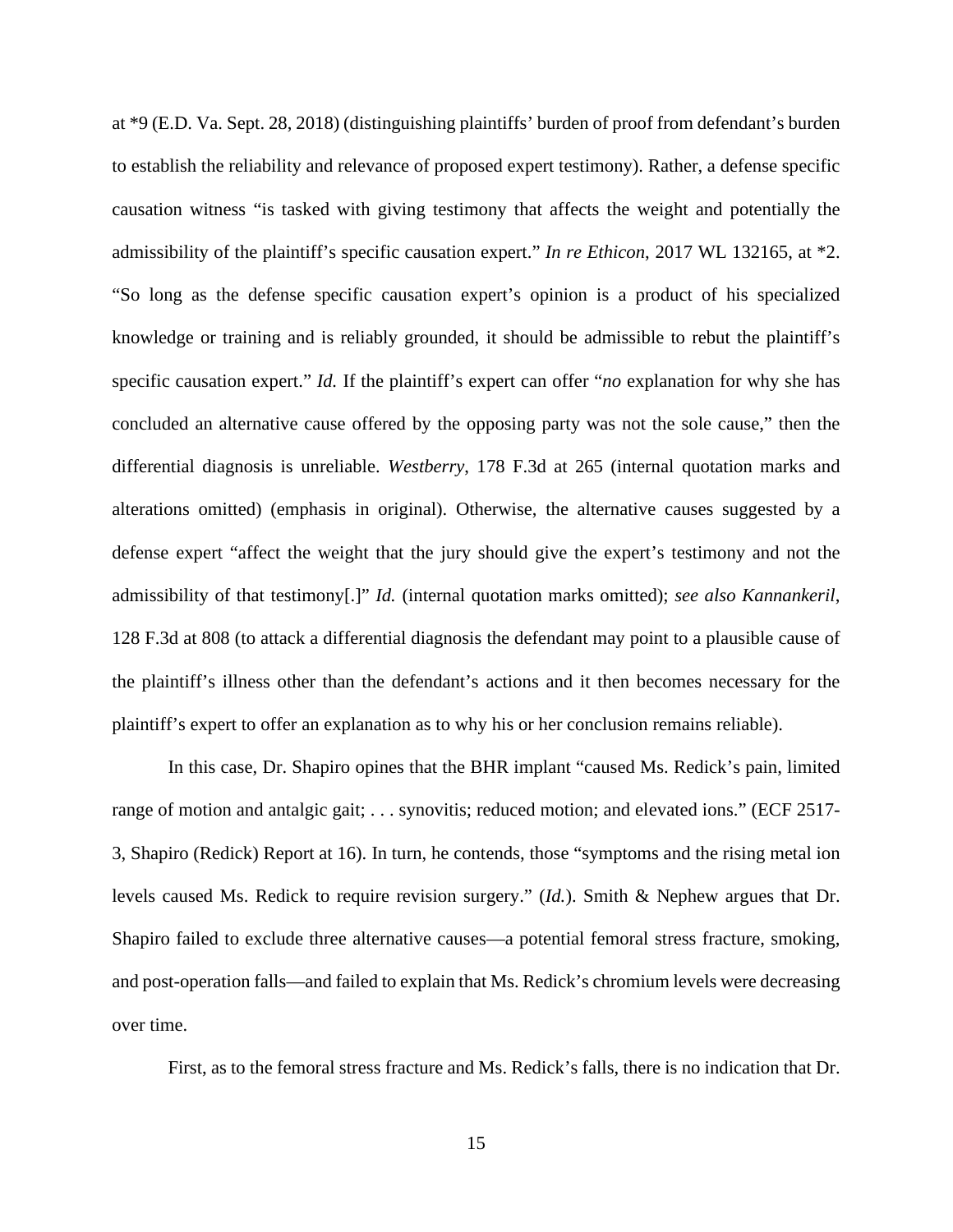at *9 (E.D. Va. Sept. 28, 2018) (distinguishing plaintiffs' burden of proof from defendant's burden to establish the reliability and relevance of proposed expert testimony). Rather, a defense specific causation witness "is tasked with giving testimony that affects the weight and potentially the admissibility of the plaintiff's specific causation expert." *In re Ethicon*, 2017 WL 132165, at *2. "So long as the defense specific causation expert's opinion is a product of his specialized knowledge or training and is reliably grounded, it should be admissible to rebut the plaintiff's specific causation expert." *Id.* If the plaintiff's expert can offer "*no* explanation for why she has concluded an alternative cause offered by the opposing party was not the sole cause," then the differential diagnosis is unreliable. *Westberry*, 178 F.3d at 265 (internal quotation marks and alterations omitted) (emphasis in original). Otherwise, the alternative causes suggested by a defense expert "affect the weight that the jury should give the expert's testimony and not the admissibility of that testimony[.]" *Id.* (internal quotation marks omitted); *see also Kannankeril*, 128 F.3d at 808 (to attack a differential diagnosis the defendant may point to a plausible cause of the plaintiff's illness other than the defendant's actions and it then becomes necessary for the plaintiff's expert to offer an explanation as to why his or her conclusion remains reliable).

In this case, Dr. Shapiro opines that the BHR implant "caused Ms. Redick's pain, limited range of motion and antalgic gait; . . . synovitis; reduced motion; and elevated ions." (ECF 2517-3, Shapiro (Redick) Report at 16). In turn, he contends, those "symptoms and the rising metal ion levels caused Ms. Redick to require revision surgery." (*Id.*). Smith & Nephew argues that Dr. Shapiro failed to exclude three alternative causes—a potential femoral stress fracture, smoking, and post-operation falls—and failed to explain that Ms. Redick's chromium levels were decreasing over time.

First, as to the femoral stress fracture and Ms. Redick's falls, there is no indication that Dr.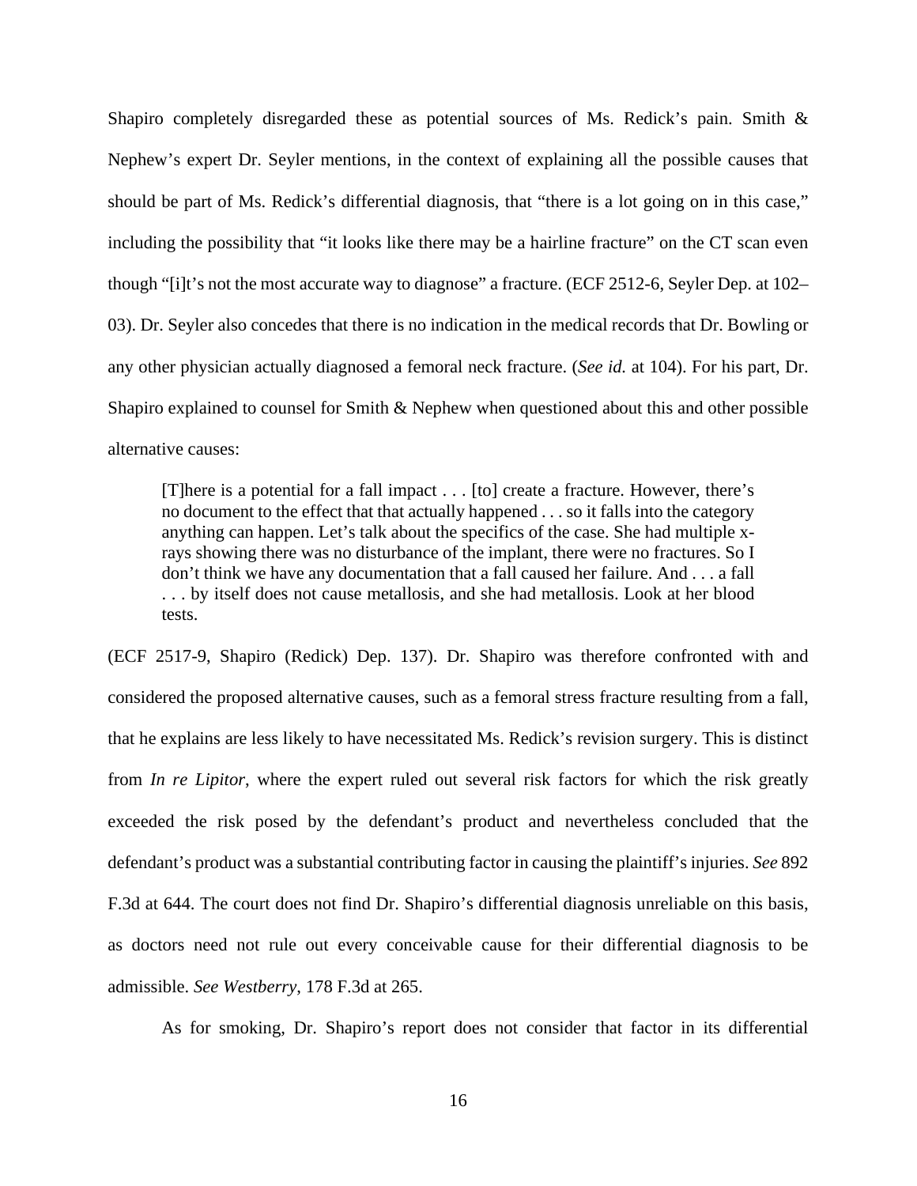Shapiro completely disregarded these as potential sources of Ms. Redick's pain. Smith & Nephew's expert Dr. Seyler mentions, in the context of explaining all the possible causes that should be part of Ms. Redick's differential diagnosis, that "there is a lot going on in this case," including the possibility that "it looks like there may be a hairline fracture" on the CT scan even though "[i]t's not the most accurate way to diagnose" a fracture. (ECF 2512-6, Seyler Dep. at 102–03). Dr. Seyler also concedes that there is no indication in the medical records that Dr. Bowling or any other physician actually diagnosed a femoral neck fracture. (*See id.* at 104). For his part, Dr. Shapiro explained to counsel for Smith & Nephew when questioned about this and other possible alternative causes:

> [T]here is a potential for a fall impact . . . [to] create a fracture. However, there's no document to the effect that that actually happened . . . so it falls into the category anything can happen. Let's talk about the specifics of the case. She had multiple x-rays showing there was no disturbance of the implant, there were no fractures. So I don't think we have any documentation that a fall caused her failure. And . . . a fall . . . by itself does not cause metallosis, and she had metallosis. Look at her blood tests.

(ECF 2517-9, Shapiro (Redick) Dep. 137). Dr. Shapiro was therefore confronted with and considered the proposed alternative causes, such as a femoral stress fracture resulting from a fall, that he explains are less likely to have necessitated Ms. Redick's revision surgery. This is distinct from *In re Lipitor*, where the expert ruled out several risk factors for which the risk greatly exceeded the risk posed by the defendant's product and nevertheless concluded that the defendant's product was a substantial contributing factor in causing the plaintiff's injuries. *See* 892 F.3d at 644. The court does not find Dr. Shapiro's differential diagnosis unreliable on this basis, as doctors need not rule out every conceivable cause for their differential diagnosis to be admissible. *See Westberry*, 178 F.3d at 265.

As for smoking, Dr. Shapiro's report does not consider that factor in its differential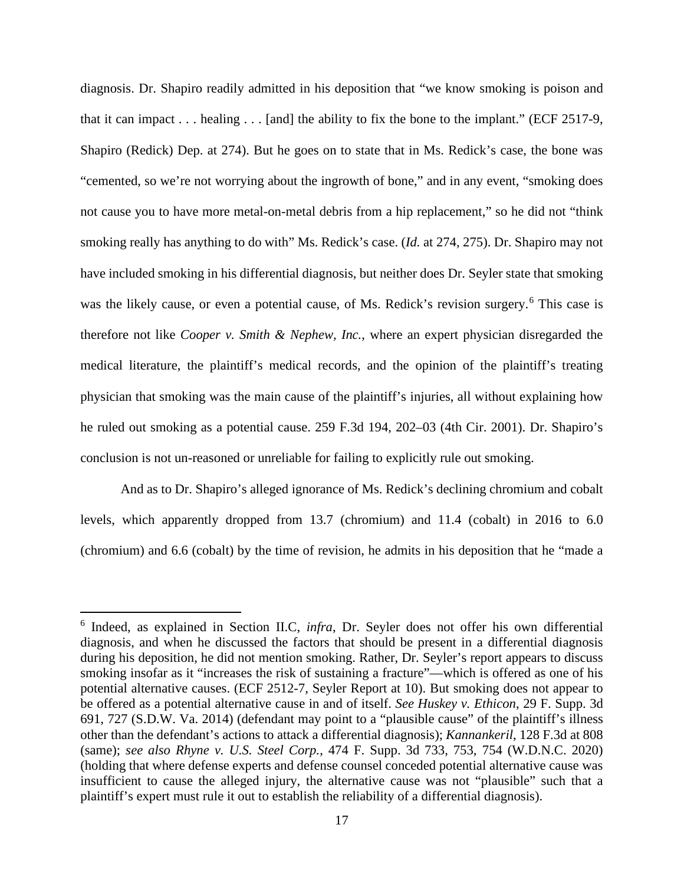diagnosis. Dr. Shapiro readily admitted in his deposition that "we know smoking is poison and that it can impact . . . healing . . . [and] the ability to fix the bone to the implant." (ECF 2517-9, Shapiro (Redick) Dep. at 274). But he goes on to state that in Ms. Redick's case, the bone was "cemented, so we're not worrying about the ingrowth of bone," and in any event, "smoking does not cause you to have more metal-on-metal debris from a hip replacement," so he did not "think smoking really has anything to do with" Ms. Redick's case. (*Id.* at 274, 275). Dr. Shapiro may not have included smoking in his differential diagnosis, but neither does Dr. Seyler state that smoking was the likely cause, or even a potential cause, of Ms. Redick's revision surgery.[6] This case is therefore not like *Cooper v. Smith & Nephew, Inc.*, where an expert physician disregarded the medical literature, the plaintiff's medical records, and the opinion of the plaintiff's treating physician that smoking was the main cause of the plaintiff's injuries, all without explaining how he ruled out smoking as a potential cause. 259 F.3d 194, 202–03 (4th Cir. 2001). Dr. Shapiro's conclusion is not un-reasoned or unreliable for failing to explicitly rule out smoking.

And as to Dr. Shapiro's alleged ignorance of Ms. Redick's declining chromium and cobalt levels, which apparently dropped from 13.7 (chromium) and 11.4 (cobalt) in 2016 to 6.0 (chromium) and 6.6 (cobalt) by the time of revision, he admits in his deposition that he "made a

---

[6] Indeed, as explained in Section II.C, *infra*, Dr. Seyler does not offer his own differential diagnosis, and when he discussed the factors that should be present in a differential diagnosis during his deposition, he did not mention smoking. Rather, Dr. Seyler's report appears to discuss smoking insofar as it "increases the risk of sustaining a fracture"—which is offered as one of his potential alternative causes. (ECF 2512-7, Seyler Report at 10). But smoking does not appear to be offered as a potential alternative cause in and of itself. *See Huskey v. Ethicon*, 29 F. Supp. 3d 691, 727 (S.D.W. Va. 2014) (defendant may point to a "plausible cause" of the plaintiff's illness other than the defendant's actions to attack a differential diagnosis); *Kannankeril*, 128 F.3d at 808 (same); *see also Rhyne v. U.S. Steel Corp.*, 474 F. Supp. 3d 733, 753, 754 (W.D.N.C. 2020) (holding that where defense experts and defense counsel conceded potential alternative cause was insufficient to cause the alleged injury, the alternative cause was not "plausible" such that a plaintiff's expert must rule it out to establish the reliability of a differential diagnosis).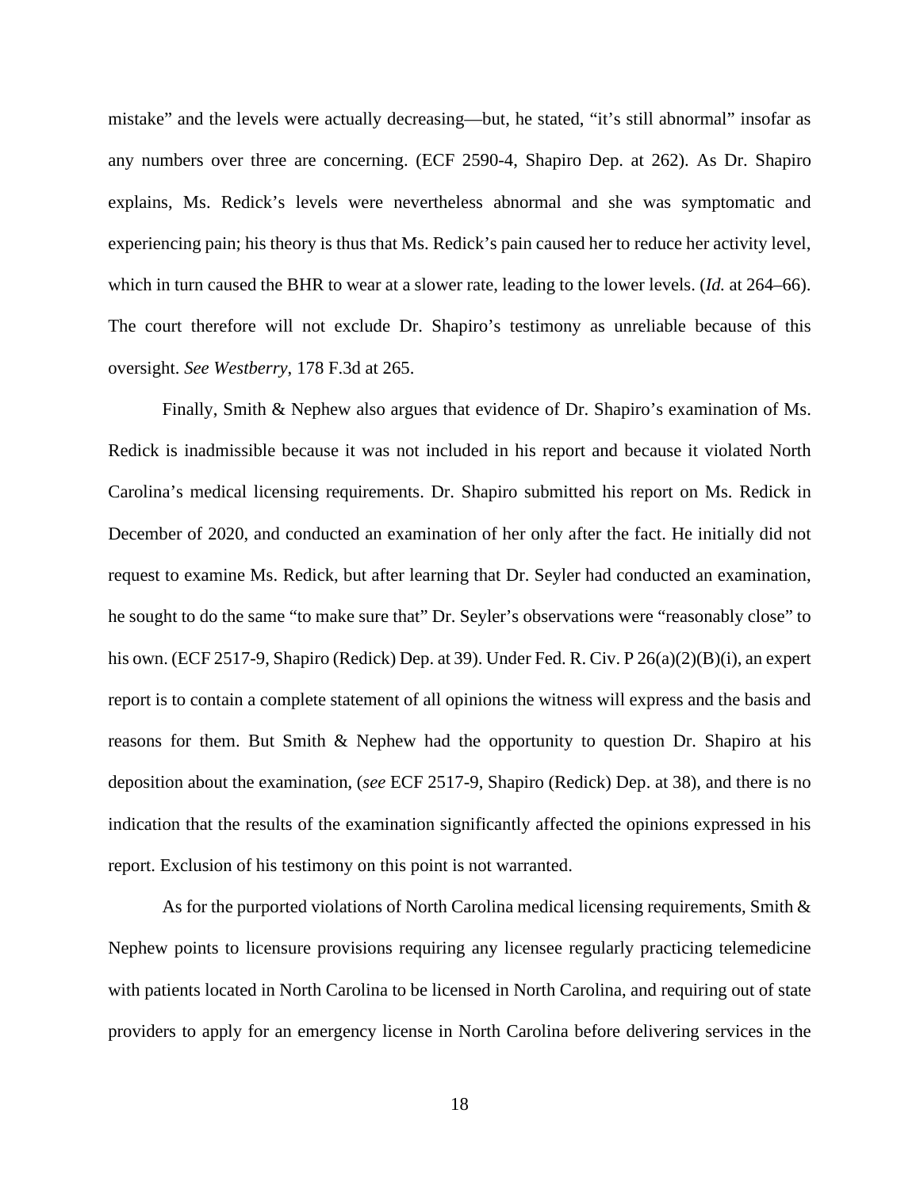mistake" and the levels were actually decreasing—but, he stated, "it's still abnormal" insofar as any numbers over three are concerning. (ECF 2590-4, Shapiro Dep. at 262). As Dr. Shapiro explains, Ms. Redick's levels were nevertheless abnormal and she was symptomatic and experiencing pain; his theory is thus that Ms. Redick's pain caused her to reduce her activity level, which in turn caused the BHR to wear at a slower rate, leading to the lower levels. (*Id.* at 264–66). The court therefore will not exclude Dr. Shapiro's testimony as unreliable because of this oversight. *See Westberry*, 178 F.3d at 265.

Finally, Smith & Nephew also argues that evidence of Dr. Shapiro's examination of Ms. Redick is inadmissible because it was not included in his report and because it violated North Carolina's medical licensing requirements. Dr. Shapiro submitted his report on Ms. Redick in December of 2020, and conducted an examination of her only after the fact. He initially did not request to examine Ms. Redick, but after learning that Dr. Seyler had conducted an examination, he sought to do the same "to make sure that" Dr. Seyler's observations were "reasonably close" to his own. (ECF 2517-9, Shapiro (Redick) Dep. at 39). Under Fed. R. Civ. P 26(a)(2)(B)(i), an expert report is to contain a complete statement of all opinions the witness will express and the basis and reasons for them. But Smith & Nephew had the opportunity to question Dr. Shapiro at his deposition about the examination, (*see* ECF 2517-9, Shapiro (Redick) Dep. at 38), and there is no indication that the results of the examination significantly affected the opinions expressed in his report. Exclusion of his testimony on this point is not warranted.

As for the purported violations of North Carolina medical licensing requirements, Smith & Nephew points to licensure provisions requiring any licensee regularly practicing telemedicine with patients located in North Carolina to be licensed in North Carolina, and requiring out of state providers to apply for an emergency license in North Carolina before delivering services in the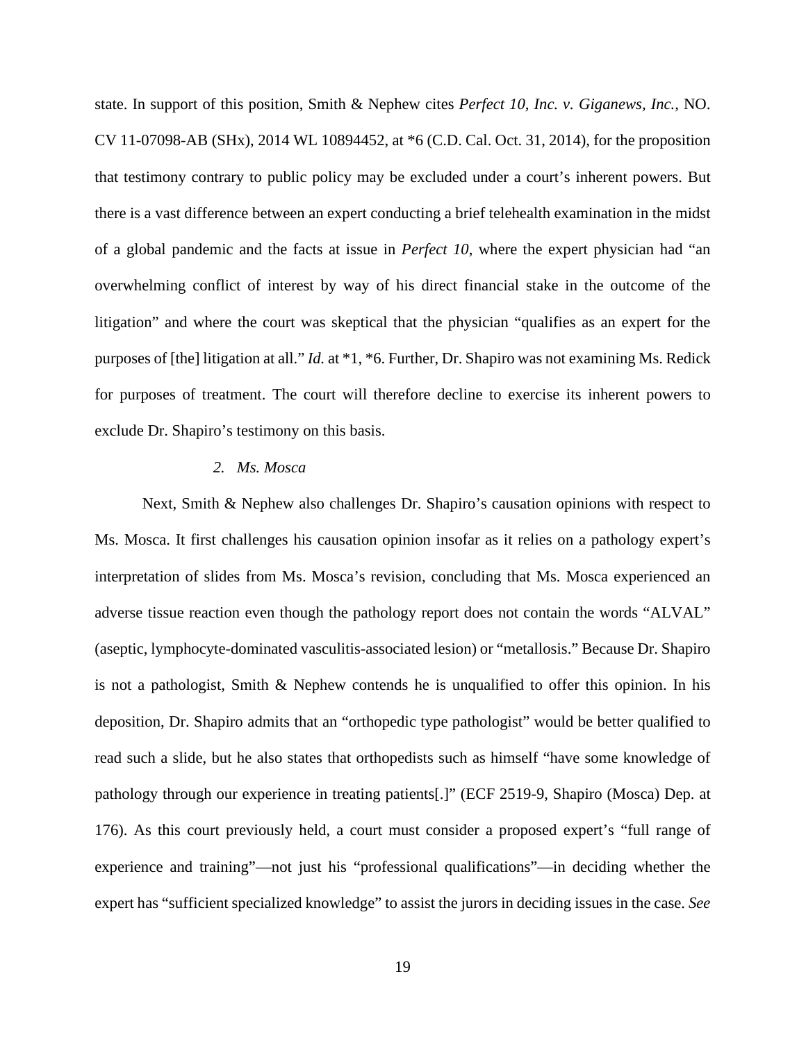state. In support of this position, Smith & Nephew cites *Perfect 10, Inc. v. Giganews, Inc.*, NO. CV 11-07098-AB (SHx), 2014 WL 10894452, at *6 (C.D. Cal. Oct. 31, 2014), for the proposition that testimony contrary to public policy may be excluded under a court's inherent powers. But there is a vast difference between an expert conducting a brief telehealth examination in the midst of a global pandemic and the facts at issue in *Perfect 10*, where the expert physician had "an overwhelming conflict of interest by way of his direct financial stake in the outcome of the litigation" and where the court was skeptical that the physician "qualifies as an expert for the purposes of [the] litigation at all." *Id.* at *1, *6. Further, Dr. Shapiro was not examining Ms. Redick for purposes of treatment. The court will therefore decline to exercise its inherent powers to exclude Dr. Shapiro's testimony on this basis.

#### *2. Ms. Mosca*

Next, Smith & Nephew also challenges Dr. Shapiro's causation opinions with respect to Ms. Mosca. It first challenges his causation opinion insofar as it relies on a pathology expert's interpretation of slides from Ms. Mosca's revision, concluding that Ms. Mosca experienced an adverse tissue reaction even though the pathology report does not contain the words "ALVAL" (aseptic, lymphocyte-dominated vasculitis-associated lesion) or "metallosis." Because Dr. Shapiro is not a pathologist, Smith & Nephew contends he is unqualified to offer this opinion. In his deposition, Dr. Shapiro admits that an "orthopedic type pathologist" would be better qualified to read such a slide, but he also states that orthopedists such as himself "have some knowledge of pathology through our experience in treating patients[.]" (ECF 2519-9, Shapiro (Mosca) Dep. at 176). As this court previously held, a court must consider a proposed expert's "full range of experience and training"—not just his "professional qualifications"—in deciding whether the expert has "sufficient specialized knowledge" to assist the jurors in deciding issues in the case. *See*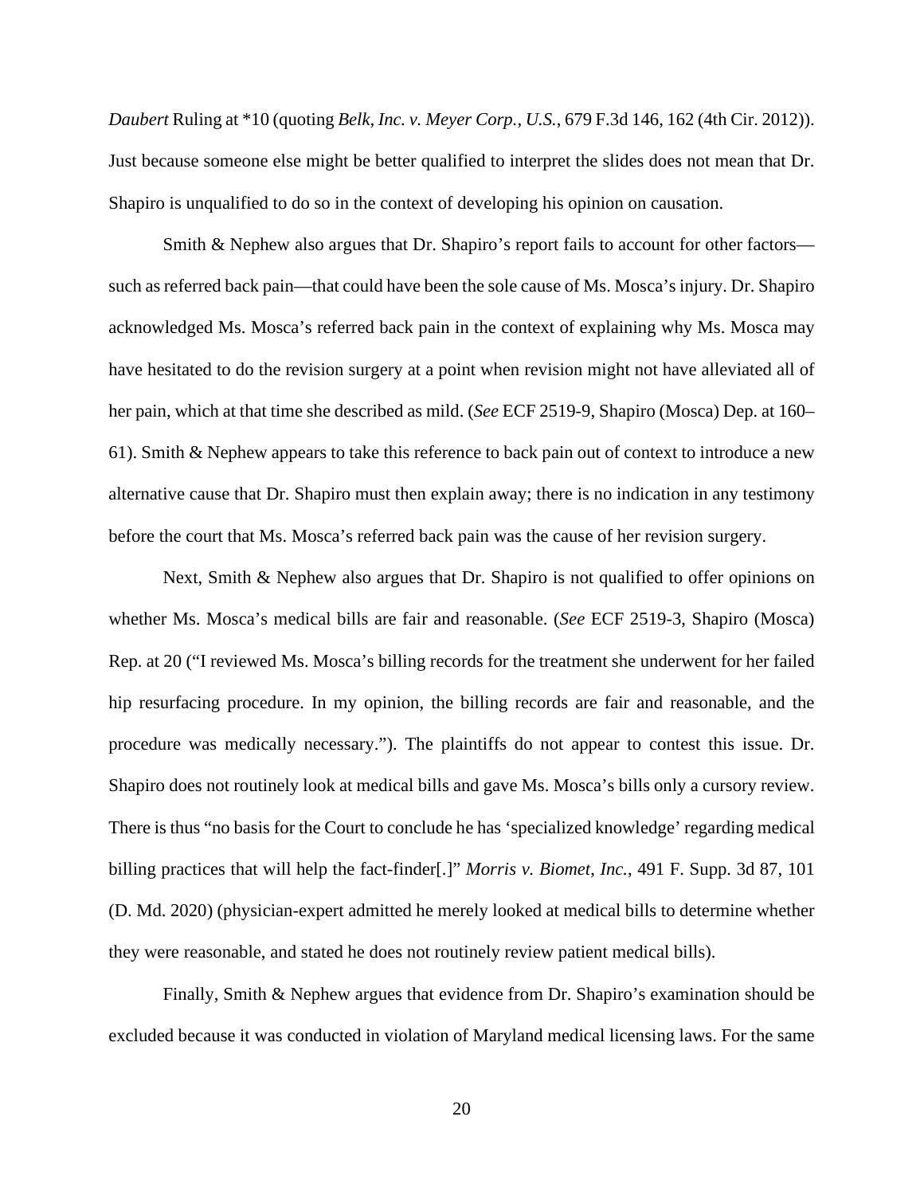*Daubert* Ruling at *10 (quoting *Belk, Inc. v. Meyer Corp., U.S.*, 679 F.3d 146, 162 (4th Cir. 2012)). Just because someone else might be better qualified to interpret the slides does not mean that Dr. Shapiro is unqualified to do so in the context of developing his opinion on causation.

Smith & Nephew also argues that Dr. Shapiro's report fails to account for other factors—such as referred back pain—that could have been the sole cause of Ms. Mosca's injury. Dr. Shapiro acknowledged Ms. Mosca's referred back pain in the context of explaining why Ms. Mosca may have hesitated to do the revision surgery at a point when revision might not have alleviated all of her pain, which at that time she described as mild. (*See* ECF 2519-9, Shapiro (Mosca) Dep. at 160–61). Smith & Nephew appears to take this reference to back pain out of context to introduce a new alternative cause that Dr. Shapiro must then explain away; there is no indication in any testimony before the court that Ms. Mosca's referred back pain was the cause of her revision surgery.

Next, Smith & Nephew also argues that Dr. Shapiro is not qualified to offer opinions on whether Ms. Mosca's medical bills are fair and reasonable. (*See* ECF 2519-3, Shapiro (Mosca) Rep. at 20 ("I reviewed Ms. Mosca's billing records for the treatment she underwent for her failed hip resurfacing procedure. In my opinion, the billing records are fair and reasonable, and the procedure was medically necessary."). The plaintiffs do not appear to contest this issue. Dr. Shapiro does not routinely look at medical bills and gave Ms. Mosca's bills only a cursory review. There is thus "no basis for the Court to conclude he has 'specialized knowledge' regarding medical billing practices that will help the fact-finder[.]" *Morris v. Biomet, Inc.*, 491 F. Supp. 3d 87, 101 (D. Md. 2020) (physician-expert admitted he merely looked at medical bills to determine whether they were reasonable, and stated he does not routinely review patient medical bills).

Finally, Smith & Nephew argues that evidence from Dr. Shapiro's examination should be excluded because it was conducted in violation of Maryland medical licensing laws. For the same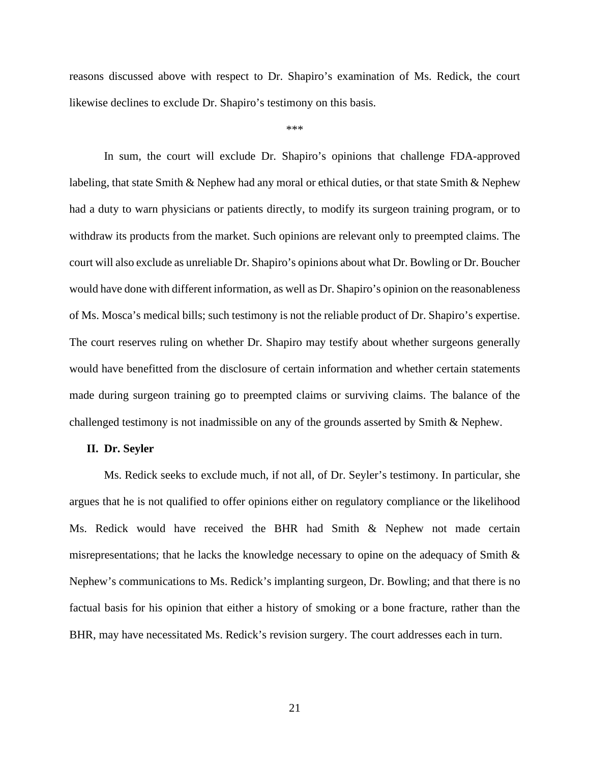reasons discussed above with respect to Dr. Shapiro's examination of Ms. Redick, the court likewise declines to exclude Dr. Shapiro's testimony on this basis.

***

In sum, the court will exclude Dr. Shapiro's opinions that challenge FDA-approved labeling, that state Smith & Nephew had any moral or ethical duties, or that state Smith & Nephew had a duty to warn physicians or patients directly, to modify its surgeon training program, or to withdraw its products from the market. Such opinions are relevant only to preempted claims. The court will also exclude as unreliable Dr. Shapiro's opinions about what Dr. Bowling or Dr. Boucher would have done with different information, as well as Dr. Shapiro's opinion on the reasonableness of Ms. Mosca's medical bills; such testimony is not the reliable product of Dr. Shapiro's expertise. The court reserves ruling on whether Dr. Shapiro may testify about whether surgeons generally would have benefitted from the disclosure of certain information and whether certain statements made during surgeon training go to preempted claims or surviving claims. The balance of the challenged testimony is not inadmissible on any of the grounds asserted by Smith & Nephew.

## II. Dr. Seyler

Ms. Redick seeks to exclude much, if not all, of Dr. Seyler's testimony. In particular, she argues that he is not qualified to offer opinions either on regulatory compliance or the likelihood Ms. Redick would have received the BHR had Smith & Nephew not made certain misrepresentations; that he lacks the knowledge necessary to opine on the adequacy of Smith & Nephew's communications to Ms. Redick's implanting surgeon, Dr. Bowling; and that there is no factual basis for his opinion that either a history of smoking or a bone fracture, rather than the BHR, may have necessitated Ms. Redick's revision surgery. The court addresses each in turn.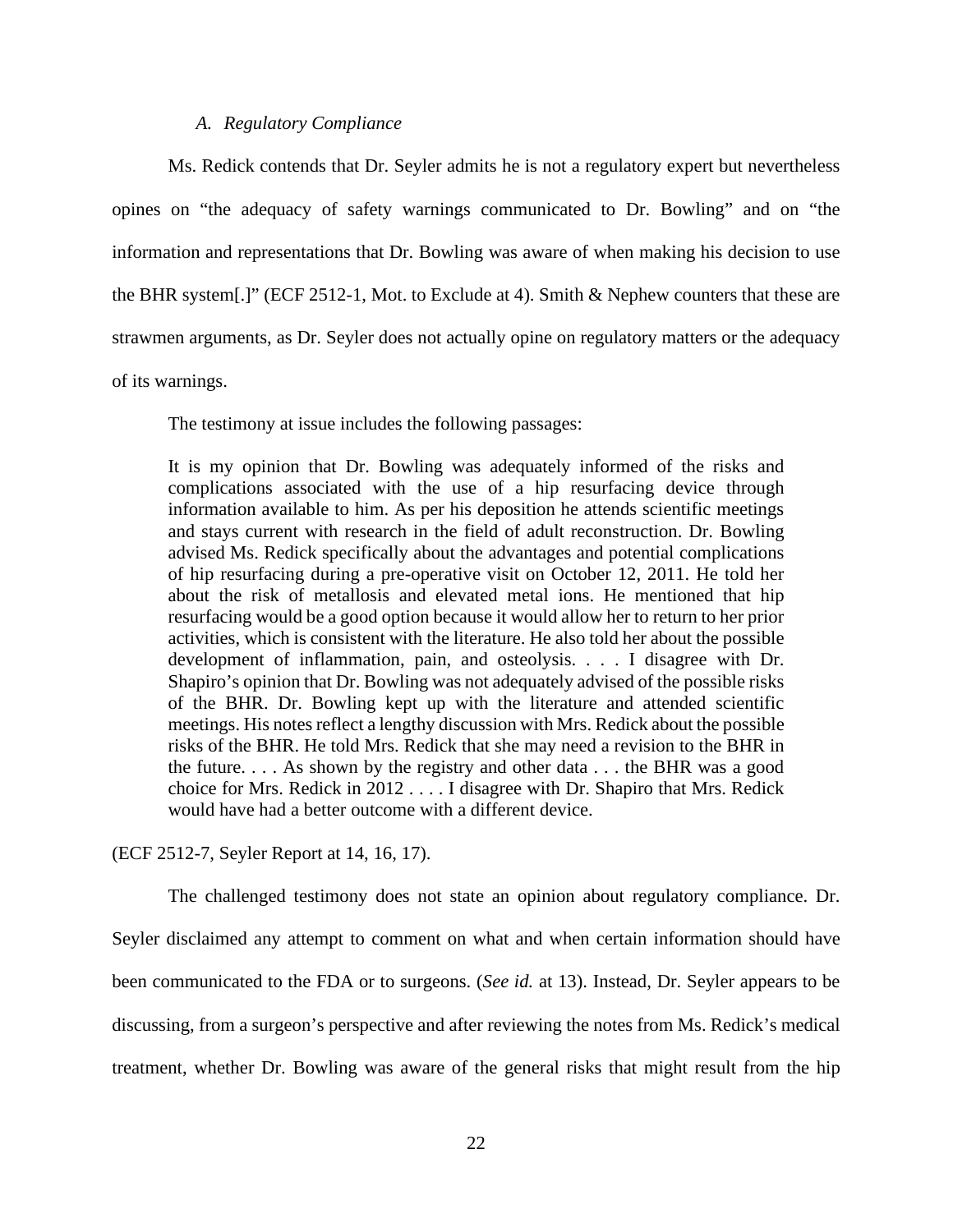### *A. Regulatory Compliance*

Ms. Redick contends that Dr. Seyler admits he is not a regulatory expert but nevertheless opines on "the adequacy of safety warnings communicated to Dr. Bowling" and on "the information and representations that Dr. Bowling was aware of when making his decision to use the BHR system[.]" (ECF 2512-1, Mot. to Exclude at 4). Smith & Nephew counters that these are strawmen arguments, as Dr. Seyler does not actually opine on regulatory matters or the adequacy of its warnings.

The testimony at issue includes the following passages:

> It is my opinion that Dr. Bowling was adequately informed of the risks and complications associated with the use of a hip resurfacing device through information available to him. As per his deposition he attends scientific meetings and stays current with research in the field of adult reconstruction. Dr. Bowling advised Ms. Redick specifically about the advantages and potential complications of hip resurfacing during a pre-operative visit on October 12, 2011. He told her about the risk of metallosis and elevated metal ions. He mentioned that hip resurfacing would be a good option because it would allow her to return to her prior activities, which is consistent with the literature. He also told her about the possible development of inflammation, pain, and osteolysis. . . . I disagree with Dr. Shapiro's opinion that Dr. Bowling was not adequately advised of the possible risks of the BHR. Dr. Bowling kept up with the literature and attended scientific meetings. His notes reflect a lengthy discussion with Mrs. Redick about the possible risks of the BHR. He told Mrs. Redick that she may need a revision to the BHR in the future. . . . As shown by the registry and other data . . . the BHR was a good choice for Mrs. Redick in 2012 . . . . I disagree with Dr. Shapiro that Mrs. Redick would have had a better outcome with a different device.

(ECF 2512-7, Seyler Report at 14, 16, 17).

The challenged testimony does not state an opinion about regulatory compliance. Dr. Seyler disclaimed any attempt to comment on what and when certain information should have been communicated to the FDA or to surgeons. (*See id.* at 13). Instead, Dr. Seyler appears to be discussing, from a surgeon's perspective and after reviewing the notes from Ms. Redick's medical treatment, whether Dr. Bowling was aware of the general risks that might result from the hip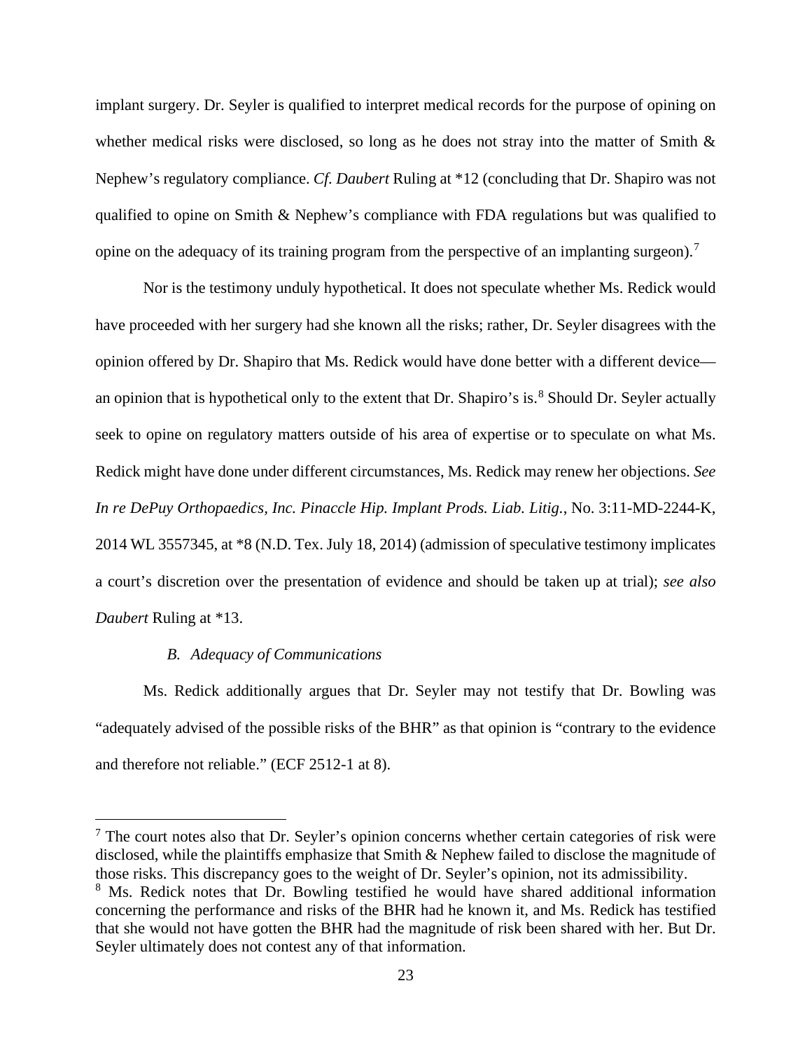implant surgery. Dr. Seyler is qualified to interpret medical records for the purpose of opining on whether medical risks were disclosed, so long as he does not stray into the matter of Smith & Nephew's regulatory compliance. *Cf. Daubert* Ruling at *12 (concluding that Dr. Shapiro was not qualified to opine on Smith & Nephew's compliance with FDA regulations but was qualified to opine on the adequacy of its training program from the perspective of an implanting surgeon).[7]

Nor is the testimony unduly hypothetical. It does not speculate whether Ms. Redick would have proceeded with her surgery had she known all the risks; rather, Dr. Seyler disagrees with the opinion offered by Dr. Shapiro that Ms. Redick would have done better with a different device—an opinion that is hypothetical only to the extent that Dr. Shapiro's is.[8] Should Dr. Seyler actually seek to opine on regulatory matters outside of his area of expertise or to speculate on what Ms. Redick might have done under different circumstances, Ms. Redick may renew her objections. *See In re DePuy Orthopaedics, Inc. Pinaccle Hip. Implant Prods. Liab. Litig.*, No. 3:11-MD-2244-K, 2014 WL 3557345, at *8 (N.D. Tex. July 18, 2014) (admission of speculative testimony implicates a court's discretion over the presentation of evidence and should be taken up at trial); *see also Daubert* Ruling at *13.

### *B. Adequacy of Communications*

Ms. Redick additionally argues that Dr. Seyler may not testify that Dr. Bowling was "adequately advised of the possible risks of the BHR" as that opinion is "contrary to the evidence and therefore not reliable." (ECF 2512-1 at 8).

---

[7] The court notes also that Dr. Seyler's opinion concerns whether certain categories of risk were disclosed, while the plaintiffs emphasize that Smith & Nephew failed to disclose the magnitude of those risks. This discrepancy goes to the weight of Dr. Seyler's opinion, not its admissibility.

[8] Ms. Redick notes that Dr. Bowling testified he would have shared additional information concerning the performance and risks of the BHR had he known it, and Ms. Redick has testified that she would not have gotten the BHR had the magnitude of risk been shared with her. But Dr. Seyler ultimately does not contest any of that information.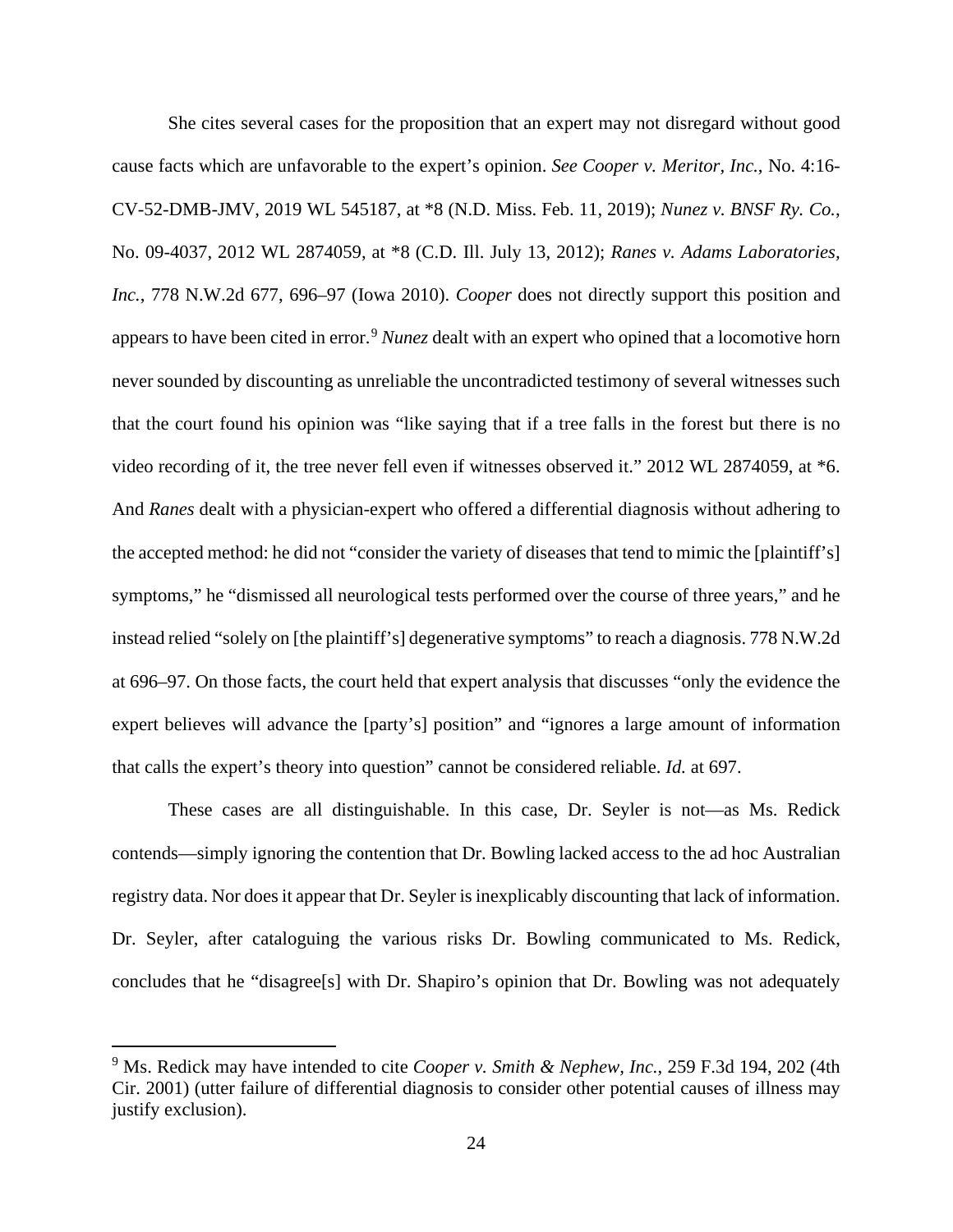She cites several cases for the proposition that an expert may not disregard without good cause facts which are unfavorable to the expert's opinion. *See Cooper v. Meritor, Inc.*, No. 4:16-CV-52-DMB-JMV, 2019 WL 545187, at *8 (N.D. Miss. Feb. 11, 2019); *Nunez v. BNSF Ry. Co.*, No. 09-4037, 2012 WL 2874059, at *8 (C.D. Ill. July 13, 2012); *Ranes v. Adams Laboratories, Inc.*, 778 N.W.2d 677, 696–97 (Iowa 2010). *Cooper* does not directly support this position and appears to have been cited in error.[9] *Nunez* dealt with an expert who opined that a locomotive horn never sounded by discounting as unreliable the uncontradicted testimony of several witnesses such that the court found his opinion was "like saying that if a tree falls in the forest but there is no video recording of it, the tree never fell even if witnesses observed it." 2012 WL 2874059, at *6. And *Ranes* dealt with a physician-expert who offered a differential diagnosis without adhering to the accepted method: he did not "consider the variety of diseases that tend to mimic the [plaintiff's] symptoms," he "dismissed all neurological tests performed over the course of three years," and he instead relied "solely on [the plaintiff's] degenerative symptoms" to reach a diagnosis. 778 N.W.2d at 696–97. On those facts, the court held that expert analysis that discusses "only the evidence the expert believes will advance the [party's] position" and "ignores a large amount of information that calls the expert's theory into question" cannot be considered reliable. *Id.* at 697.

These cases are all distinguishable. In this case, Dr. Seyler is not—as Ms. Redick contends—simply ignoring the contention that Dr. Bowling lacked access to the ad hoc Australian registry data. Nor does it appear that Dr. Seyler is inexplicably discounting that lack of information. Dr. Seyler, after cataloguing the various risks Dr. Bowling communicated to Ms. Redick, concludes that he "disagree[s] with Dr. Shapiro's opinion that Dr. Bowling was not adequately

---

[9] Ms. Redick may have intended to cite *Cooper v. Smith & Nephew, Inc.*, 259 F.3d 194, 202 (4th Cir. 2001) (utter failure of differential diagnosis to consider other potential causes of illness may justify exclusion).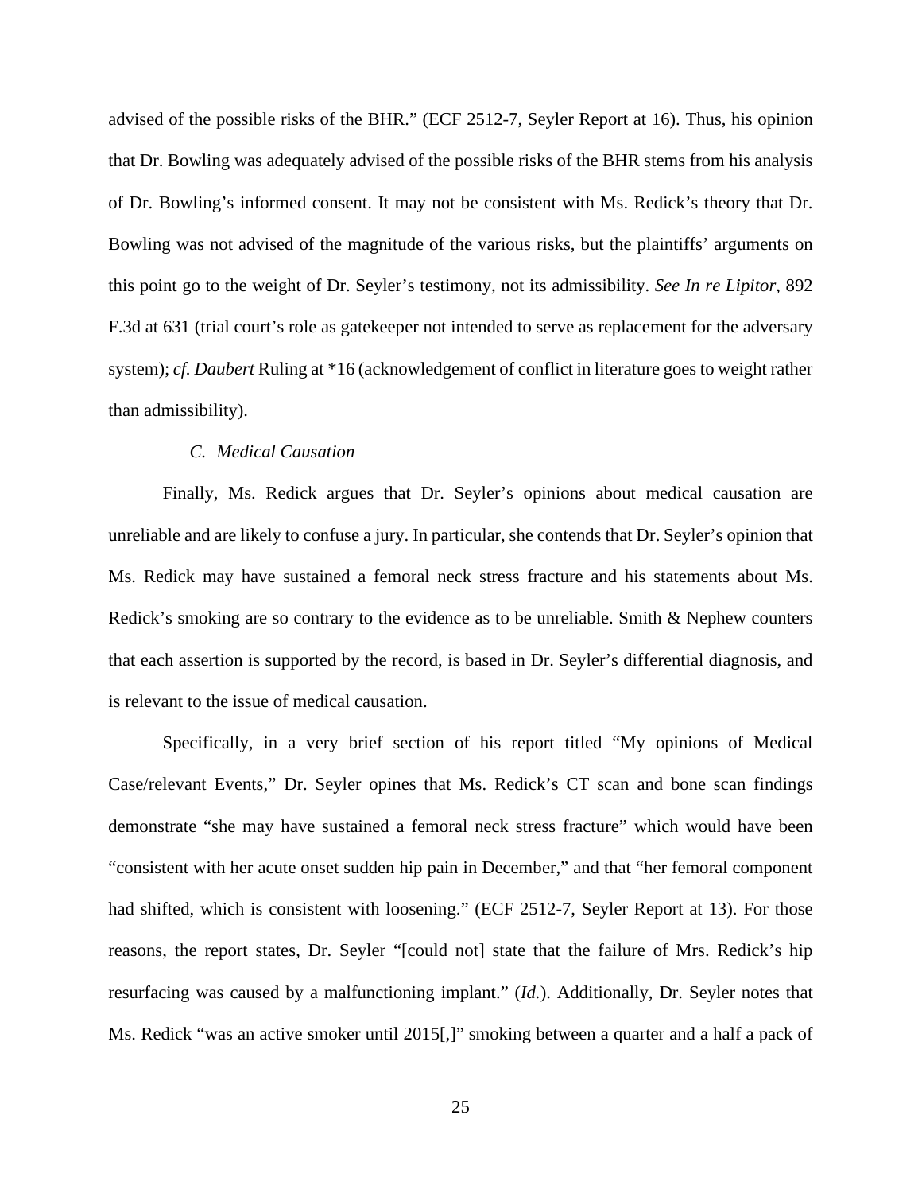advised of the possible risks of the BHR." (ECF 2512-7, Seyler Report at 16). Thus, his opinion that Dr. Bowling was adequately advised of the possible risks of the BHR stems from his analysis of Dr. Bowling's informed consent. It may not be consistent with Ms. Redick's theory that Dr. Bowling was not advised of the magnitude of the various risks, but the plaintiffs' arguments on this point go to the weight of Dr. Seyler's testimony, not its admissibility. *See In re Lipitor*, 892 F.3d at 631 (trial court's role as gatekeeper not intended to serve as replacement for the adversary system); *cf. Daubert* Ruling at *16 (acknowledgement of conflict in literature goes to weight rather than admissibility).

### *C. Medical Causation*

Finally, Ms. Redick argues that Dr. Seyler's opinions about medical causation are unreliable and are likely to confuse a jury. In particular, she contends that Dr. Seyler's opinion that Ms. Redick may have sustained a femoral neck stress fracture and his statements about Ms. Redick's smoking are so contrary to the evidence as to be unreliable. Smith & Nephew counters that each assertion is supported by the record, is based in Dr. Seyler's differential diagnosis, and is relevant to the issue of medical causation.

Specifically, in a very brief section of his report titled "My opinions of Medical Case/relevant Events," Dr. Seyler opines that Ms. Redick's CT scan and bone scan findings demonstrate "she may have sustained a femoral neck stress fracture" which would have been "consistent with her acute onset sudden hip pain in December," and that "her femoral component had shifted, which is consistent with loosening." (ECF 2512-7, Seyler Report at 13). For those reasons, the report states, Dr. Seyler "[could not] state that the failure of Mrs. Redick's hip resurfacing was caused by a malfunctioning implant." (*Id.*). Additionally, Dr. Seyler notes that Ms. Redick "was an active smoker until 2015[,]" smoking between a quarter and a half a pack of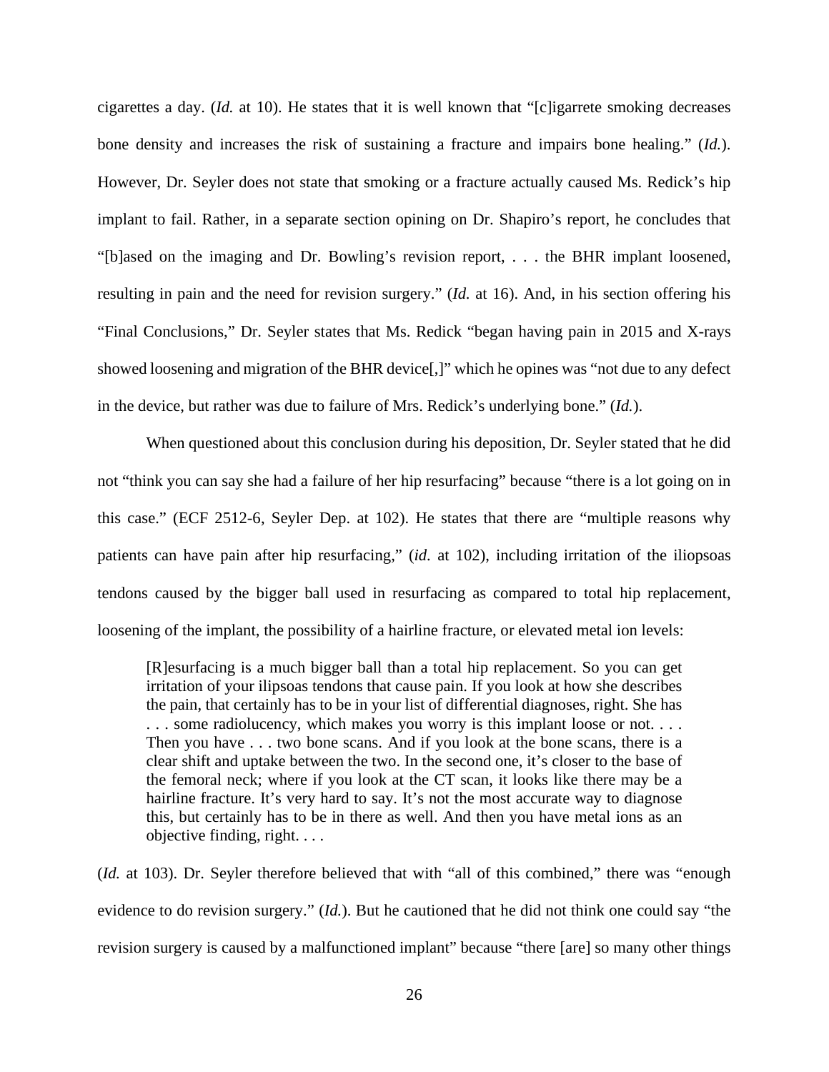cigarettes a day. (*Id.* at 10). He states that it is well known that "[c]igarrete smoking decreases bone density and increases the risk of sustaining a fracture and impairs bone healing." (*Id.*). However, Dr. Seyler does not state that smoking or a fracture actually caused Ms. Redick's hip implant to fail. Rather, in a separate section opining on Dr. Shapiro's report, he concludes that "[b]ased on the imaging and Dr. Bowling's revision report, . . . the BHR implant loosened, resulting in pain and the need for revision surgery." (*Id.* at 16). And, in his section offering his "Final Conclusions," Dr. Seyler states that Ms. Redick "began having pain in 2015 and X-rays showed loosening and migration of the BHR device[,]" which he opines was "not due to any defect in the device, but rather was due to failure of Mrs. Redick's underlying bone." (*Id.*).

When questioned about this conclusion during his deposition, Dr. Seyler stated that he did not "think you can say she had a failure of her hip resurfacing" because "there is a lot going on in this case." (ECF 2512-6, Seyler Dep. at 102). He states that there are "multiple reasons why patients can have pain after hip resurfacing," (*id.* at 102), including irritation of the iliopsoas tendons caused by the bigger ball used in resurfacing as compared to total hip replacement, loosening of the implant, the possibility of a hairline fracture, or elevated metal ion levels:

> [R]esurfacing is a much bigger ball than a total hip replacement. So you can get irritation of your ilipsoas tendons that cause pain. If you look at how she describes the pain, that certainly has to be in your list of differential diagnoses, right. She has . . . some radiolucency, which makes you worry is this implant loose or not. . . . Then you have . . . two bone scans. And if you look at the bone scans, there is a clear shift and uptake between the two. In the second one, it's closer to the base of the femoral neck; where if you look at the CT scan, it looks like there may be a hairline fracture. It's very hard to say. It's not the most accurate way to diagnose this, but certainly has to be in there as well. And then you have metal ions as an objective finding, right. . . .

(*Id.* at 103). Dr. Seyler therefore believed that with "all of this combined," there was "enough evidence to do revision surgery." (*Id.*). But he cautioned that he did not think one could say "the revision surgery is caused by a malfunctioned implant" because "there [are] so many other things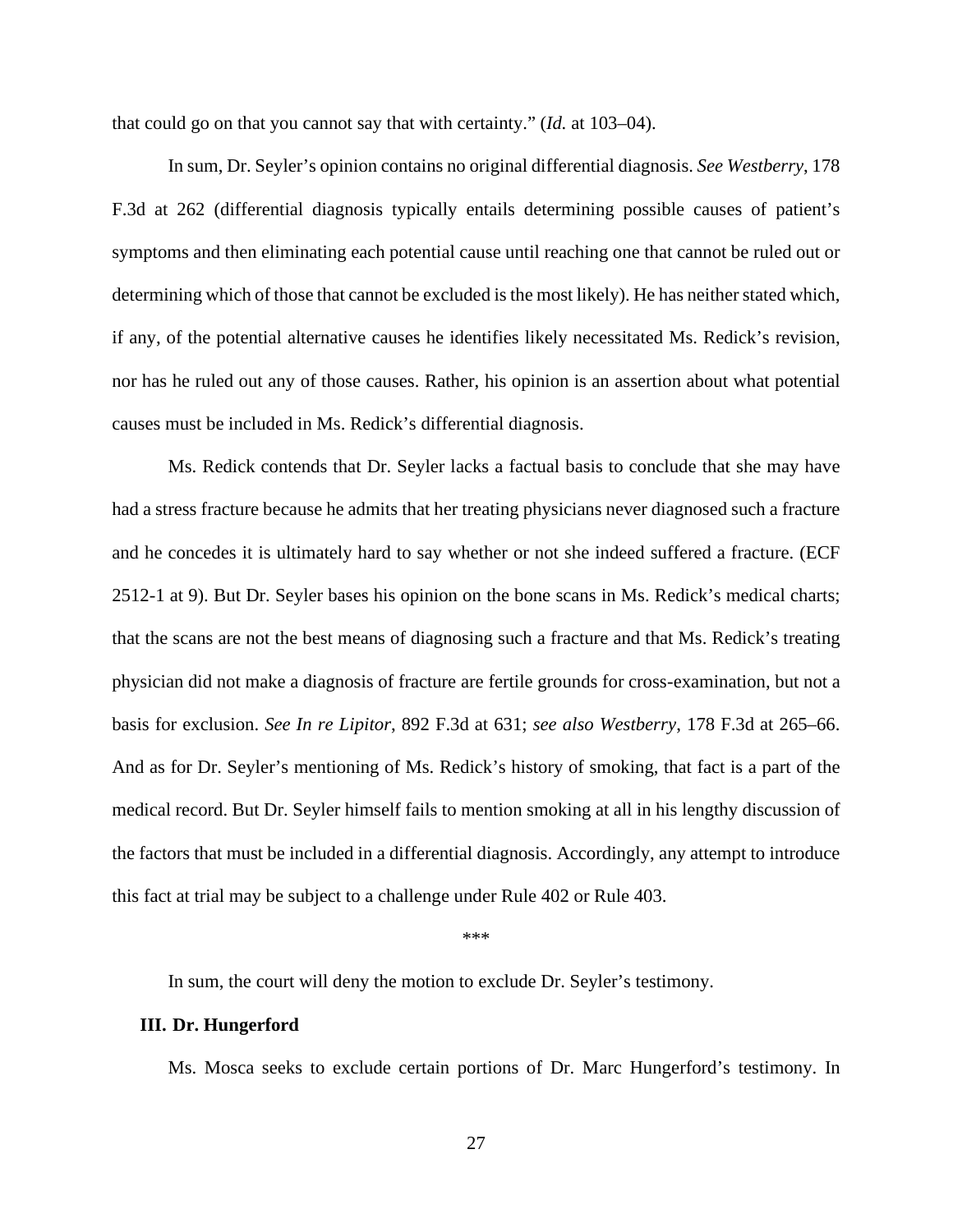that could go on that you cannot say that with certainty." (*Id.* at 103–04).

In sum, Dr. Seyler's opinion contains no original differential diagnosis. *See Westberry*, 178 F.3d at 262 (differential diagnosis typically entails determining possible causes of patient's symptoms and then eliminating each potential cause until reaching one that cannot be ruled out or determining which of those that cannot be excluded is the most likely). He has neither stated which, if any, of the potential alternative causes he identifies likely necessitated Ms. Redick's revision, nor has he ruled out any of those causes. Rather, his opinion is an assertion about what potential causes must be included in Ms. Redick's differential diagnosis.

Ms. Redick contends that Dr. Seyler lacks a factual basis to conclude that she may have had a stress fracture because he admits that her treating physicians never diagnosed such a fracture and he concedes it is ultimately hard to say whether or not she indeed suffered a fracture. (ECF 2512-1 at 9). But Dr. Seyler bases his opinion on the bone scans in Ms. Redick's medical charts; that the scans are not the best means of diagnosing such a fracture and that Ms. Redick's treating physician did not make a diagnosis of fracture are fertile grounds for cross-examination, but not a basis for exclusion. *See In re Lipitor*, 892 F.3d at 631; *see also Westberry*, 178 F.3d at 265–66. And as for Dr. Seyler's mentioning of Ms. Redick's history of smoking, that fact is a part of the medical record. But Dr. Seyler himself fails to mention smoking at all in his lengthy discussion of the factors that must be included in a differential diagnosis. Accordingly, any attempt to introduce this fact at trial may be subject to a challenge under Rule 402 or Rule 403.

***

In sum, the court will deny the motion to exclude Dr. Seyler's testimony.

## III. Dr. Hungerford

Ms. Mosca seeks to exclude certain portions of Dr. Marc Hungerford's testimony. In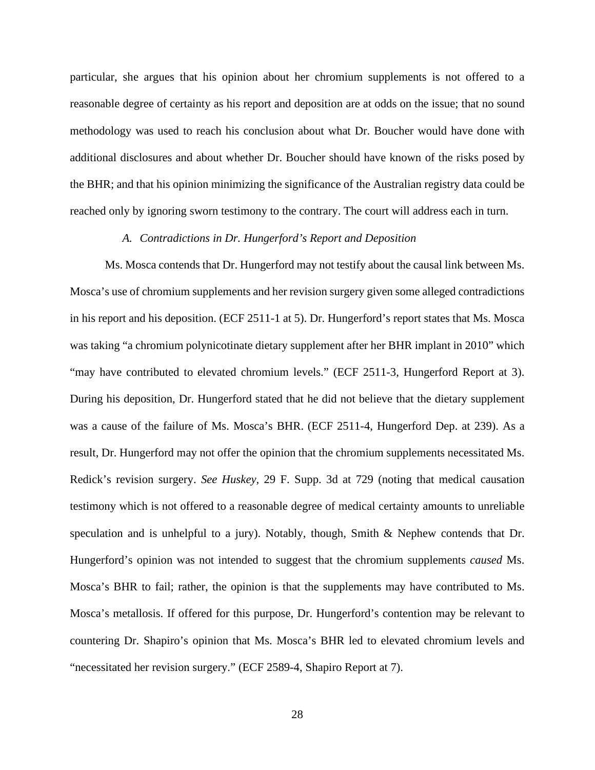particular, she argues that his opinion about her chromium supplements is not offered to a reasonable degree of certainty as his report and deposition are at odds on the issue; that no sound methodology was used to reach his conclusion about what Dr. Boucher would have done with additional disclosures and about whether Dr. Boucher should have known of the risks posed by the BHR; and that his opinion minimizing the significance of the Australian registry data could be reached only by ignoring sworn testimony to the contrary. The court will address each in turn.

*A. Contradictions in Dr. Hungerford's Report and Deposition*

Ms. Mosca contends that Dr. Hungerford may not testify about the causal link between Ms. Mosca's use of chromium supplements and her revision surgery given some alleged contradictions in his report and his deposition. (ECF 2511-1 at 5). Dr. Hungerford's report states that Ms. Mosca was taking "a chromium polynicotinate dietary supplement after her BHR implant in 2010" which "may have contributed to elevated chromium levels." (ECF 2511-3, Hungerford Report at 3). During his deposition, Dr. Hungerford stated that he did not believe that the dietary supplement was a cause of the failure of Ms. Mosca's BHR. (ECF 2511-4, Hungerford Dep. at 239). As a result, Dr. Hungerford may not offer the opinion that the chromium supplements necessitated Ms. Redick's revision surgery. *See Huskey*, 29 F. Supp. 3d at 729 (noting that medical causation testimony which is not offered to a reasonable degree of medical certainty amounts to unreliable speculation and is unhelpful to a jury). Notably, though, Smith & Nephew contends that Dr. Hungerford's opinion was not intended to suggest that the chromium supplements *caused* Ms. Mosca's BHR to fail; rather, the opinion is that the supplements may have contributed to Ms. Mosca's metallosis. If offered for this purpose, Dr. Hungerford's contention may be relevant to countering Dr. Shapiro's opinion that Ms. Mosca's BHR led to elevated chromium levels and "necessitated her revision surgery." (ECF 2589-4, Shapiro Report at 7).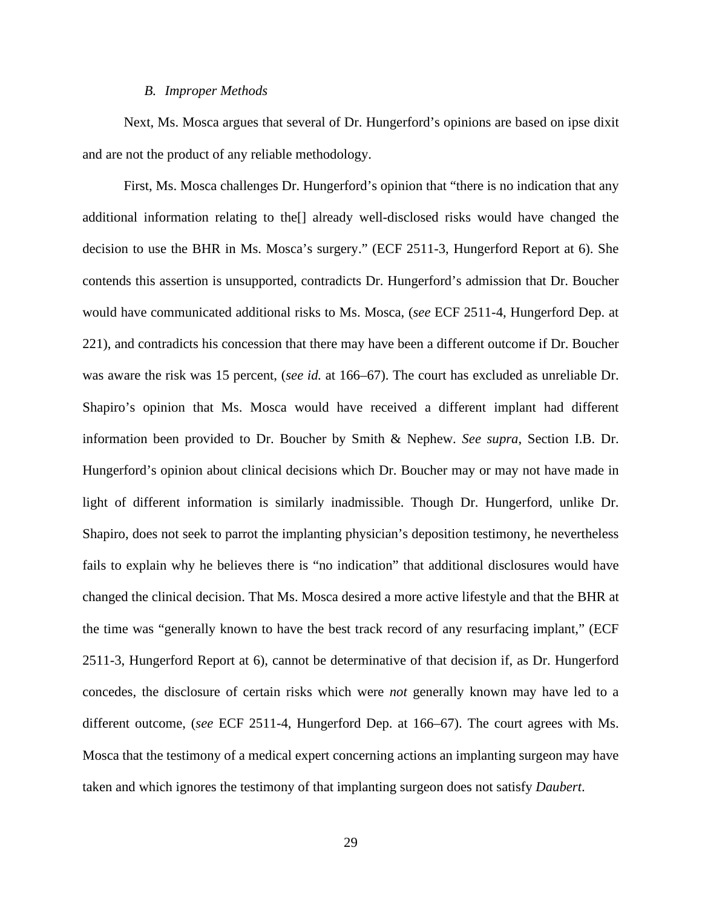### *B. Improper Methods*

Next, Ms. Mosca argues that several of Dr. Hungerford's opinions are based on ipse dixit and are not the product of any reliable methodology.

First, Ms. Mosca challenges Dr. Hungerford's opinion that "there is no indication that any additional information relating to the[] already well-disclosed risks would have changed the decision to use the BHR in Ms. Mosca's surgery." (ECF 2511-3, Hungerford Report at 6). She contends this assertion is unsupported, contradicts Dr. Hungerford's admission that Dr. Boucher would have communicated additional risks to Ms. Mosca, (*see* ECF 2511-4, Hungerford Dep. at 221), and contradicts his concession that there may have been a different outcome if Dr. Boucher was aware the risk was 15 percent, (*see id.* at 166–67). The court has excluded as unreliable Dr. Shapiro's opinion that Ms. Mosca would have received a different implant had different information been provided to Dr. Boucher by Smith & Nephew. *See supra*, Section I.B. Dr. Hungerford's opinion about clinical decisions which Dr. Boucher may or may not have made in light of different information is similarly inadmissible. Though Dr. Hungerford, unlike Dr. Shapiro, does not seek to parrot the implanting physician's deposition testimony, he nevertheless fails to explain why he believes there is "no indication" that additional disclosures would have changed the clinical decision. That Ms. Mosca desired a more active lifestyle and that the BHR at the time was "generally known to have the best track record of any resurfacing implant," (ECF 2511-3, Hungerford Report at 6), cannot be determinative of that decision if, as Dr. Hungerford concedes, the disclosure of certain risks which were *not* generally known may have led to a different outcome, (*see* ECF 2511-4, Hungerford Dep. at 166–67). The court agrees with Ms. Mosca that the testimony of a medical expert concerning actions an implanting surgeon may have taken and which ignores the testimony of that implanting surgeon does not satisfy *Daubert*.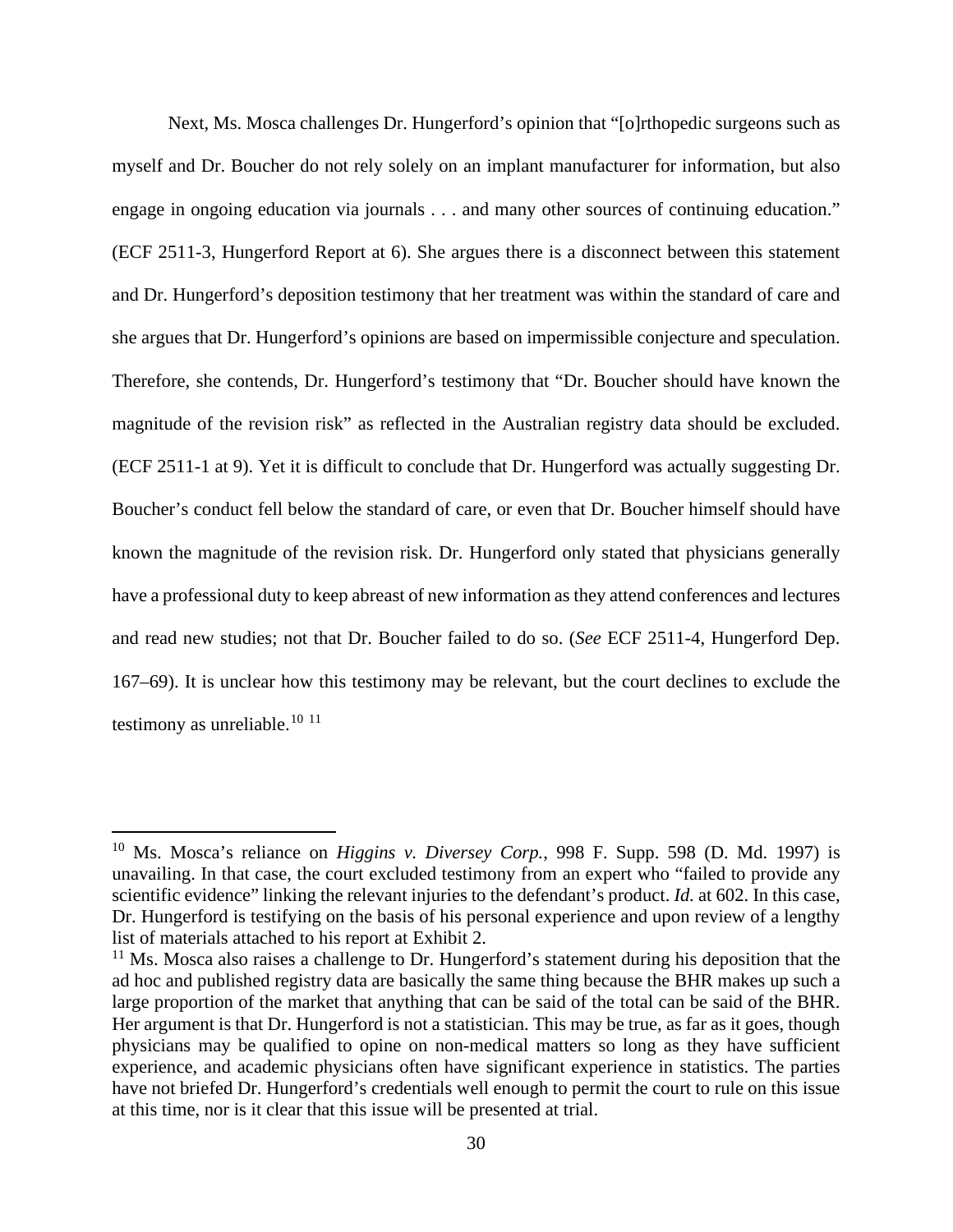Next, Ms. Mosca challenges Dr. Hungerford's opinion that "[o]rthopedic surgeons such as myself and Dr. Boucher do not rely solely on an implant manufacturer for information, but also engage in ongoing education via journals . . . and many other sources of continuing education." (ECF 2511-3, Hungerford Report at 6). She argues there is a disconnect between this statement and Dr. Hungerford's deposition testimony that her treatment was within the standard of care and she argues that Dr. Hungerford's opinions are based on impermissible conjecture and speculation. Therefore, she contends, Dr. Hungerford's testimony that "Dr. Boucher should have known the magnitude of the revision risk" as reflected in the Australian registry data should be excluded. (ECF 2511-1 at 9). Yet it is difficult to conclude that Dr. Hungerford was actually suggesting Dr. Boucher's conduct fell below the standard of care, or even that Dr. Boucher himself should have known the magnitude of the revision risk. Dr. Hungerford only stated that physicians generally have a professional duty to keep abreast of new information as they attend conferences and lectures and read new studies; not that Dr. Boucher failed to do so. (*See* ECF 2511-4, Hungerford Dep. 167–69). It is unclear how this testimony may be relevant, but the court declines to exclude the testimony as unreliable.[10] [11]

---

[10] Ms. Mosca's reliance on *Higgins v. Diversey Corp.*, 998 F. Supp. 598 (D. Md. 1997) is unavailing. In that case, the court excluded testimony from an expert who "failed to provide any scientific evidence" linking the relevant injuries to the defendant's product. *Id.* at 602. In this case, Dr. Hungerford is testifying on the basis of his personal experience and upon review of a lengthy list of materials attached to his report at Exhibit 2.

[11] Ms. Mosca also raises a challenge to Dr. Hungerford's statement during his deposition that the ad hoc and published registry data are basically the same thing because the BHR makes up such a large proportion of the market that anything that can be said of the total can be said of the BHR. Her argument is that Dr. Hungerford is not a statistician. This may be true, as far as it goes, though physicians may be qualified to opine on non-medical matters so long as they have sufficient experience, and academic physicians often have significant experience in statistics. The parties have not briefed Dr. Hungerford's credentials well enough to permit the court to rule on this issue at this time, nor is it clear that this issue will be presented at trial.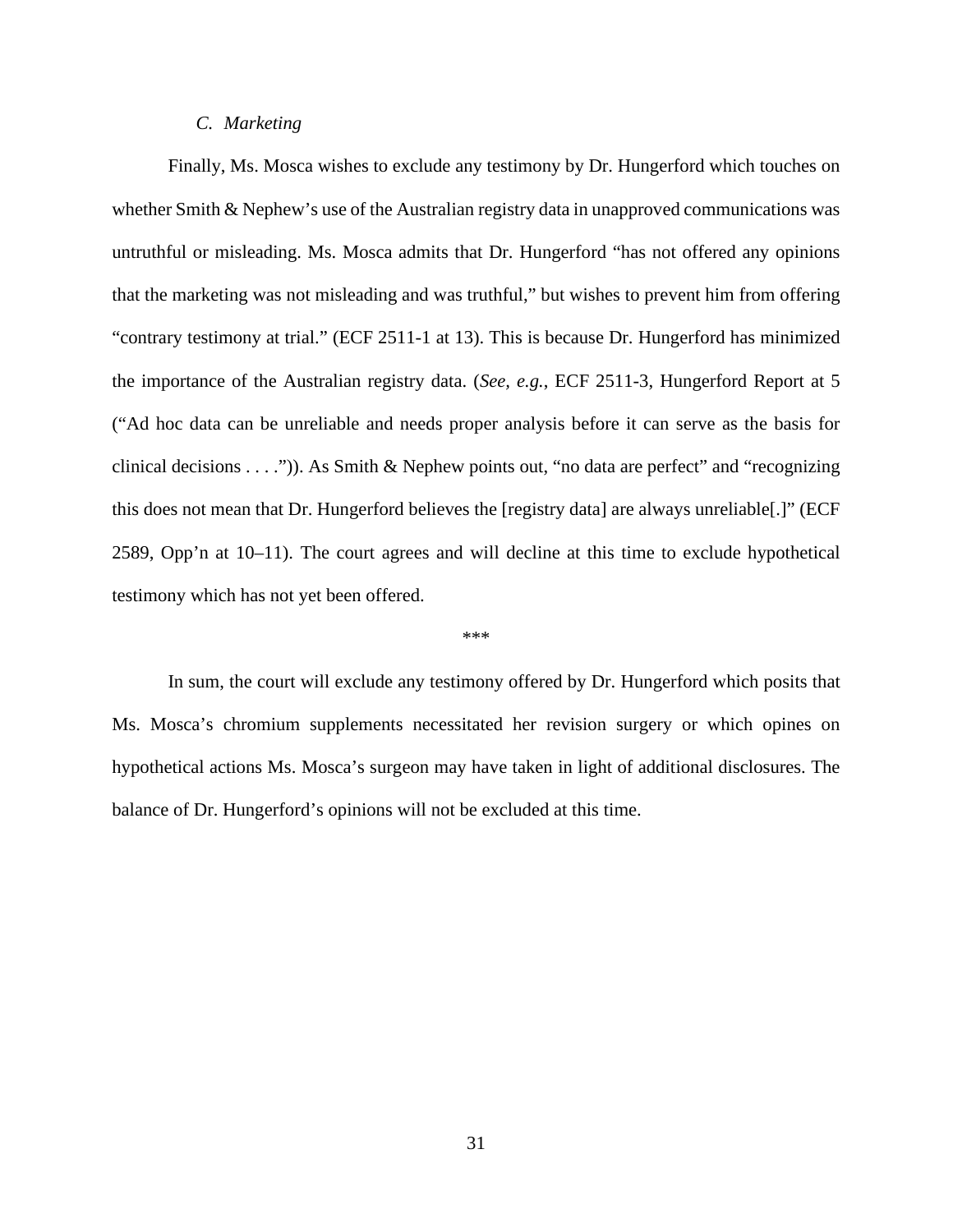### *C. Marketing*

Finally, Ms. Mosca wishes to exclude any testimony by Dr. Hungerford which touches on whether Smith & Nephew's use of the Australian registry data in unapproved communications was untruthful or misleading. Ms. Mosca admits that Dr. Hungerford "has not offered any opinions that the marketing was not misleading and was truthful," but wishes to prevent him from offering "contrary testimony at trial." (ECF 2511-1 at 13). This is because Dr. Hungerford has minimized the importance of the Australian registry data. (*See, e.g.*, ECF 2511-3, Hungerford Report at 5 ("Ad hoc data can be unreliable and needs proper analysis before it can serve as the basis for clinical decisions . . . .")). As Smith & Nephew points out, "no data are perfect" and "recognizing this does not mean that Dr. Hungerford believes the [registry data] are always unreliable[.]" (ECF 2589, Opp'n at 10–11). The court agrees and will decline at this time to exclude hypothetical testimony which has not yet been offered.

\*\*\*

In sum, the court will exclude any testimony offered by Dr. Hungerford which posits that Ms. Mosca's chromium supplements necessitated her revision surgery or which opines on hypothetical actions Ms. Mosca's surgeon may have taken in light of additional disclosures. The balance of Dr. Hungerford's opinions will not be excluded at this time.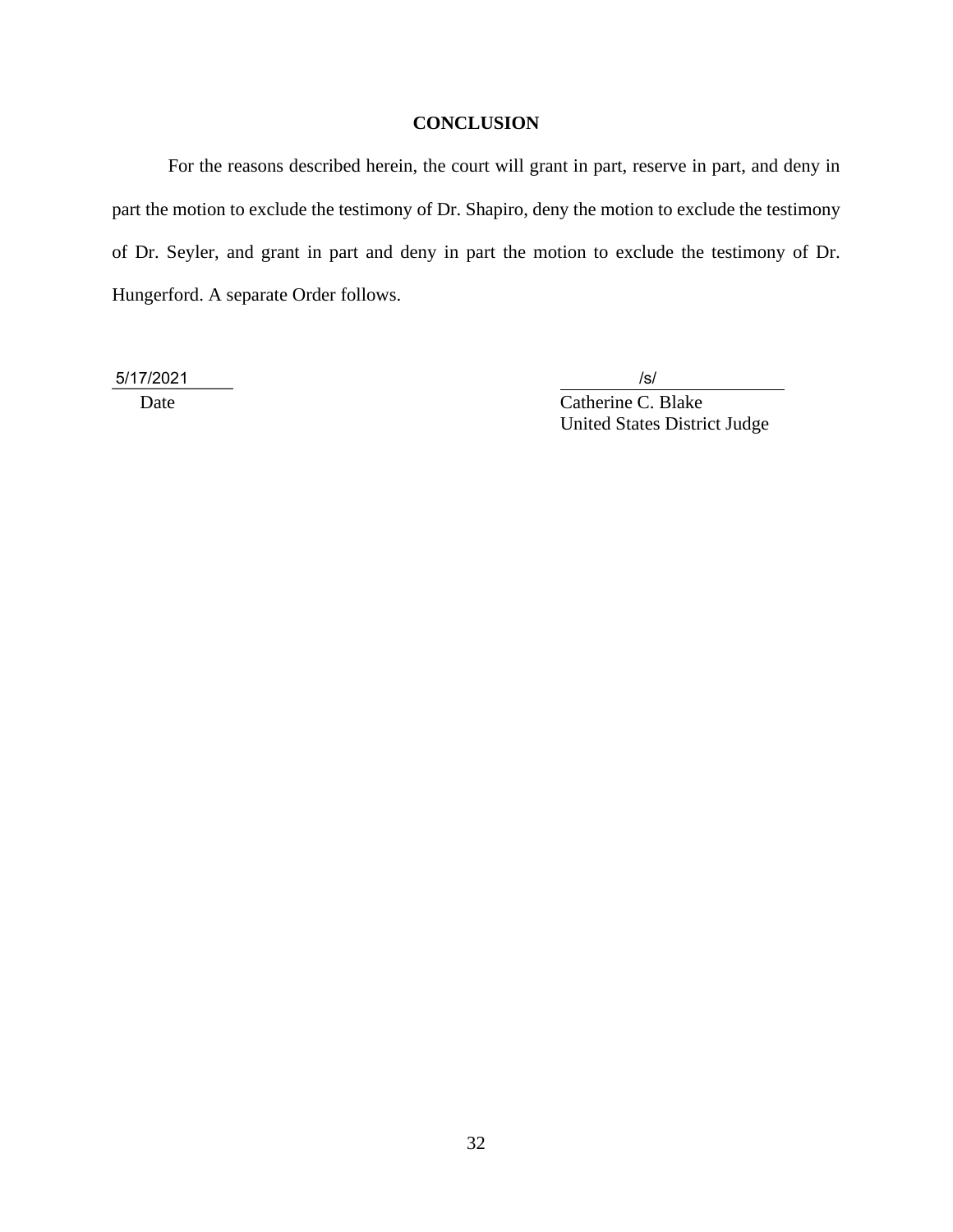## CONCLUSION

For the reasons described herein, the court will grant in part, reserve in part, and deny in part the motion to exclude the testimony of Dr. Shapiro, deny the motion to exclude the testimony of Dr. Seyler, and grant in part and deny in part the motion to exclude the testimony of Dr. Hungerford. A separate Order follows.

5/17/2021
Date

/s/
Catherine C. Blake
United States District Judge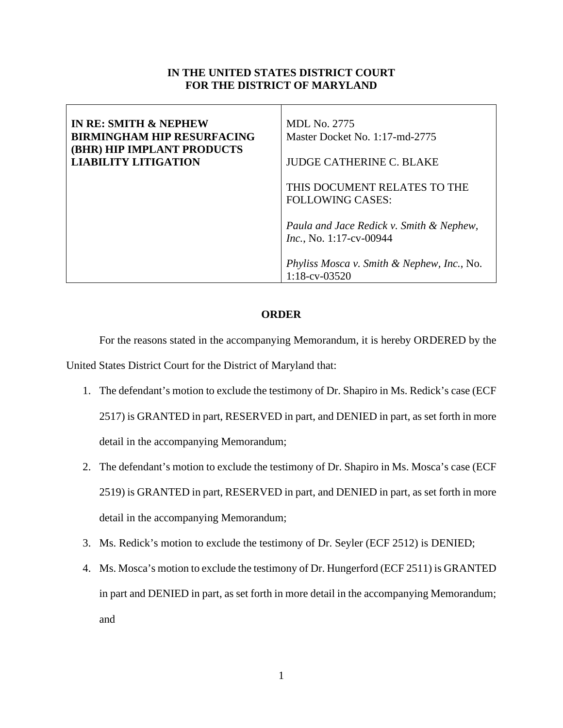**IN THE UNITED STATES DISTRICT COURT**
**FOR THE DISTRICT OF MARYLAND**

| **IN RE: SMITH & NEPHEW BIRMINGHAM HIP RESURFACING (BHR) HIP IMPLANT PRODUCTS LIABILITY LITIGATION** | MDL No. 2775<br>Master Docket No. 1:17-md-2775<br><br>JUDGE CATHERINE C. BLAKE<br><br>THIS DOCUMENT RELATES TO THE FOLLOWING CASES:<br><br>*Paula and Jace Redick v. Smith & Nephew, Inc.*, No. 1:17-cv-00944<br><br>*Phyliss Mosca v. Smith & Nephew, Inc.*, No. 1:18-cv-03520 |
|---|---|

**ORDER**

For the reasons stated in the accompanying Memorandum, it is hereby ORDERED by the United States District Court for the District of Maryland that:

1. The defendant's motion to exclude the testimony of Dr. Shapiro in Ms. Redick's case (ECF 2517) is GRANTED in part, RESERVED in part, and DENIED in part, as set forth in more detail in the accompanying Memorandum;
2. The defendant's motion to exclude the testimony of Dr. Shapiro in Ms. Mosca's case (ECF 2519) is GRANTED in part, RESERVED in part, and DENIED in part, as set forth in more detail in the accompanying Memorandum;
3. Ms. Redick's motion to exclude the testimony of Dr. Seyler (ECF 2512) is DENIED;
4. Ms. Mosca's motion to exclude the testimony of Dr. Hungerford (ECF 2511) is GRANTED in part and DENIED in part, as set forth in more detail in the accompanying Memorandum; and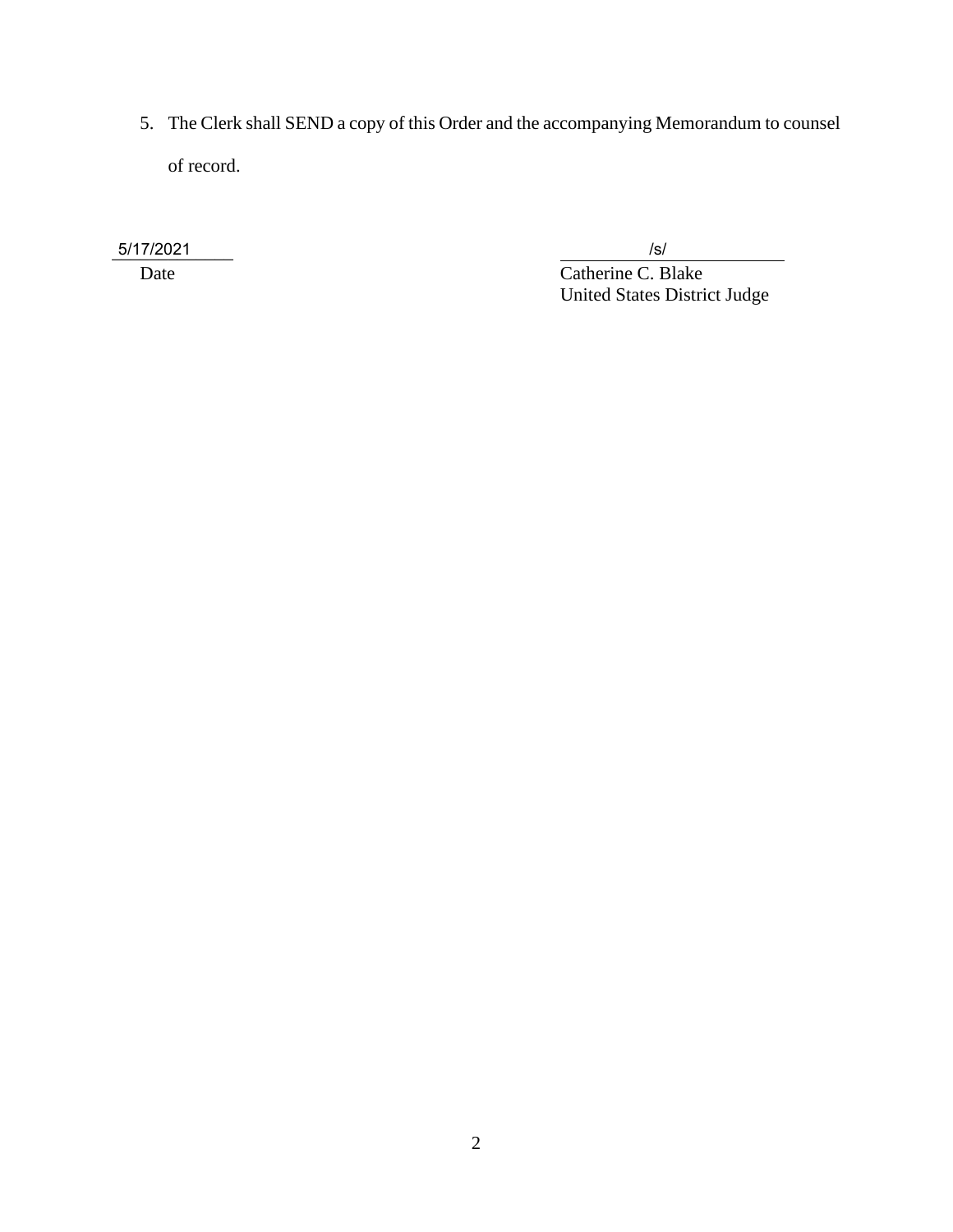5. The Clerk shall SEND a copy of this Order and the accompanying Memorandum to counsel of record.

5/17/2021
Date

/s/
Catherine C. Blake
United States District Judge